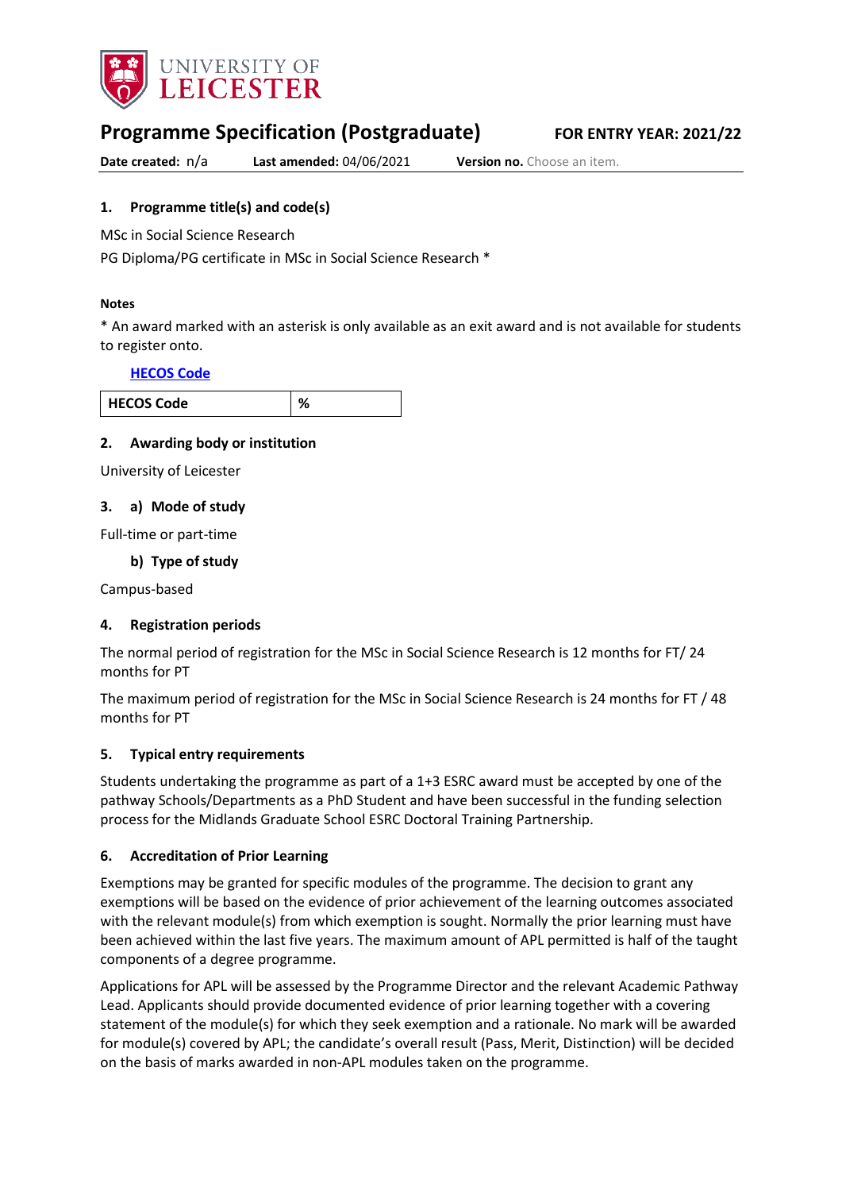UNIVERSITY OF LEICESTER

# Programme Specification (Postgraduate)

**FOR ENTRY YEAR: 2021/22**

**Date created:** n/a **Last amended:** 04/06/2021 **Version no.** Choose an item.

## 1. Programme title(s) and code(s)

MSc in Social Science Research

PG Diploma/PG certificate in MSc in Social Science Research *

**Notes**

* An award marked with an asterisk is only available as an exit award and is not available for students to register onto.

**HECOS Code**

| HECOS Code | % |
|---|---|

## 2. Awarding body or institution

University of Leicester

## 3. a) Mode of study

Full-time or part-time

### b) Type of study

Campus-based

## 4. Registration periods

The normal period of registration for the MSc in Social Science Research is 12 months for FT/ 24 months for PT

The maximum period of registration for the MSc in Social Science Research is 24 months for FT / 48 months for PT

## 5. Typical entry requirements

Students undertaking the programme as part of a 1+3 ESRC award must be accepted by one of the pathway Schools/Departments as a PhD Student and have been successful in the funding selection process for the Midlands Graduate School ESRC Doctoral Training Partnership.

## 6. Accreditation of Prior Learning

Exemptions may be granted for specific modules of the programme. The decision to grant any exemptions will be based on the evidence of prior achievement of the learning outcomes associated with the relevant module(s) from which exemption is sought. Normally the prior learning must have been achieved within the last five years. The maximum amount of APL permitted is half of the taught components of a degree programme.

Applications for APL will be assessed by the Programme Director and the relevant Academic Pathway Lead. Applicants should provide documented evidence of prior learning together with a covering statement of the module(s) for which they seek exemption and a rationale. No mark will be awarded for module(s) covered by APL; the candidate's overall result (Pass, Merit, Distinction) will be decided on the basis of marks awarded in non-APL modules taken on the programme.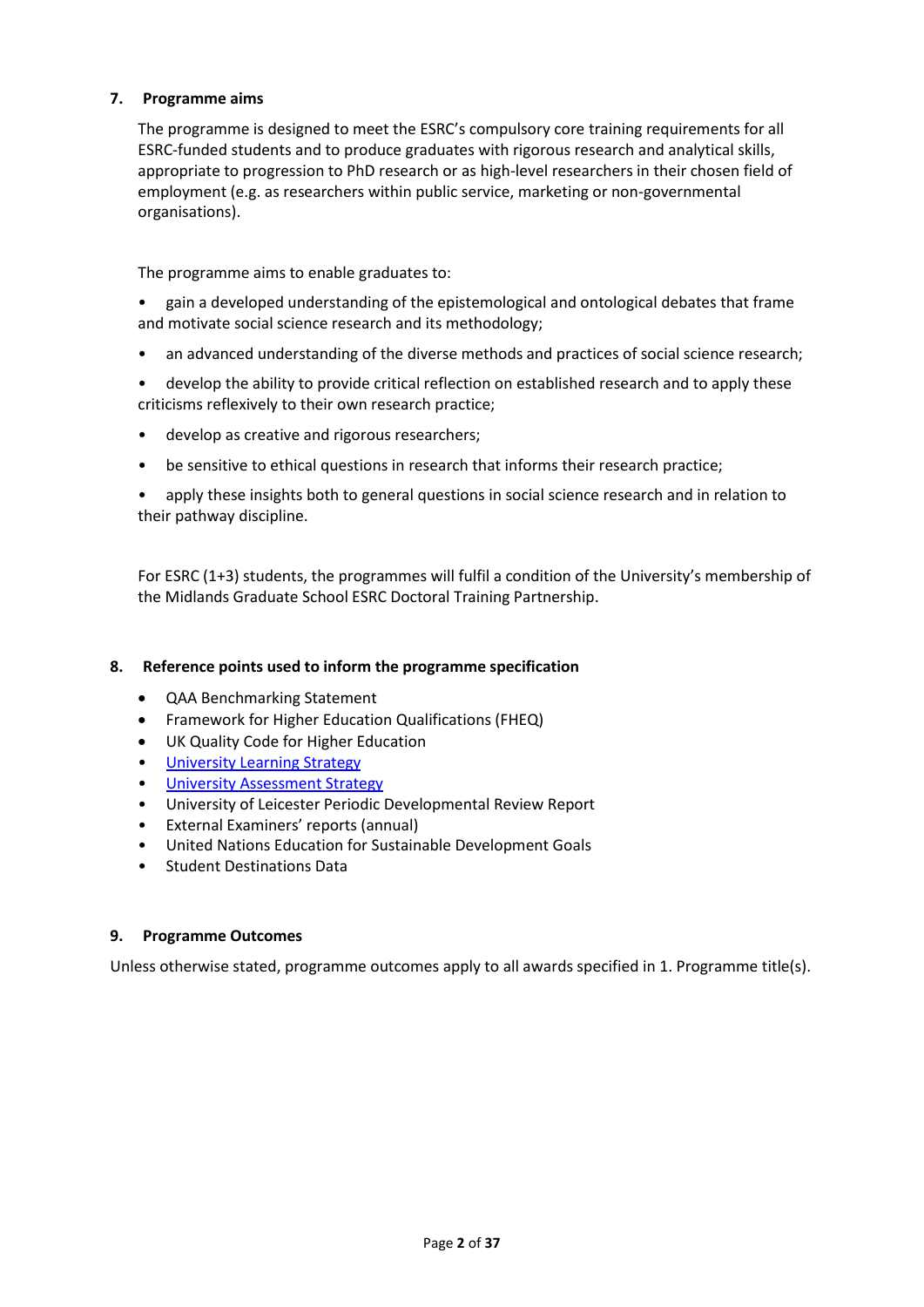## 7. Programme aims

The programme is designed to meet the ESRC's compulsory core training requirements for all ESRC-funded students and to produce graduates with rigorous research and analytical skills, appropriate to progression to PhD research or as high-level researchers in their chosen field of employment (e.g. as researchers within public service, marketing or non-governmental organisations).

The programme aims to enable graduates to:

- gain a developed understanding of the epistemological and ontological debates that frame and motivate social science research and its methodology;
- an advanced understanding of the diverse methods and practices of social science research;
- develop the ability to provide critical reflection on established research and to apply these criticisms reflexively to their own research practice;
- develop as creative and rigorous researchers;
- be sensitive to ethical questions in research that informs their research practice;
- apply these insights both to general questions in social science research and in relation to their pathway discipline.

For ESRC (1+3) students, the programmes will fulfil a condition of the University's membership of the Midlands Graduate School ESRC Doctoral Training Partnership.

## 8. Reference points used to inform the programme specification

- QAA Benchmarking Statement
- Framework for Higher Education Qualifications (FHEQ)
- UK Quality Code for Higher Education
- University Learning Strategy
- University Assessment Strategy
- University of Leicester Periodic Developmental Review Report
- External Examiners' reports (annual)
- United Nations Education for Sustainable Development Goals
- Student Destinations Data

## 9. Programme Outcomes

Unless otherwise stated, programme outcomes apply to all awards specified in 1. Programme title(s).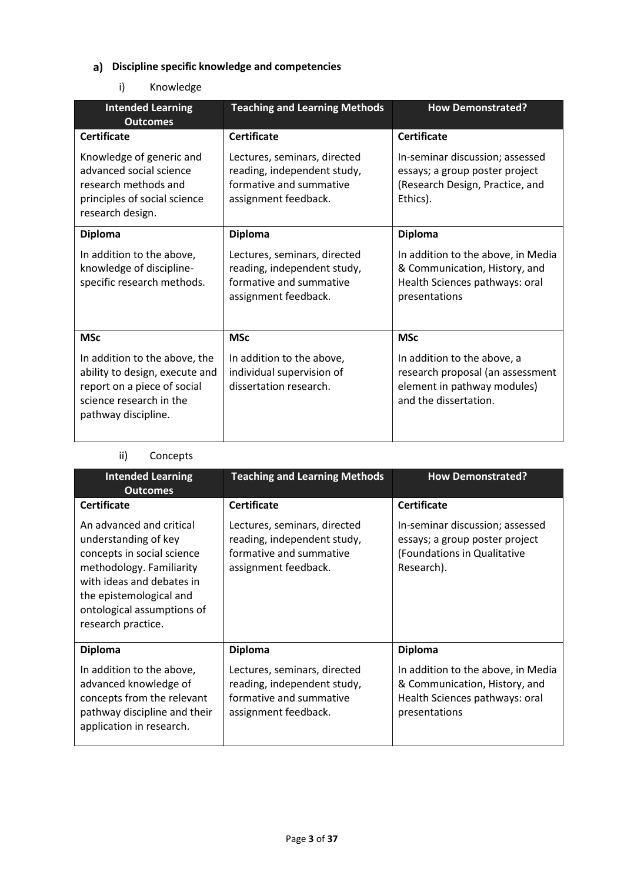### a) Discipline specific knowledge and competencies

i) Knowledge

| Intended Learning Outcomes | Teaching and Learning Methods | How Demonstrated? |
| --- | --- | --- |
| **Certificate** | **Certificate** | **Certificate** |
| Knowledge of generic and advanced social science research methods and principles of social science research design. | Lectures, seminars, directed reading, independent study, formative and summative assignment feedback. | In-seminar discussion; assessed essays; a group poster project (Research Design, Practice, and Ethics). |
| **Diploma** | **Diploma** | **Diploma** |
| In addition to the above, knowledge of discipline-specific research methods. | Lectures, seminars, directed reading, independent study, formative and summative assignment feedback. | In addition to the above, in Media & Communication, History, and Health Sciences pathways: oral presentations |
| **MSc** | **MSc** | **MSc** |
| In addition to the above, the ability to design, execute and report on a piece of social science research in the pathway discipline. | In addition to the above, individual supervision of dissertation research. | In addition to the above, a research proposal (an assessment element in pathway modules) and the dissertation. |

ii) Concepts

| Intended Learning Outcomes | Teaching and Learning Methods | How Demonstrated? |
| --- | --- | --- |
| **Certificate** | **Certificate** | **Certificate** |
| An advanced and critical understanding of key concepts in social science methodology. Familiarity with ideas and debates in the epistemological and ontological assumptions of research practice. | Lectures, seminars, directed reading, independent study, formative and summative assignment feedback. | In-seminar discussion; assessed essays; a group poster project (Foundations in Qualitative Research). |
| **Diploma** | **Diploma** | **Diploma** |
| In addition to the above, advanced knowledge of concepts from the relevant pathway discipline and their application in research. | Lectures, seminars, directed reading, independent study, formative and summative assignment feedback. | In addition to the above, in Media & Communication, History, and Health Sciences pathways: oral presentations |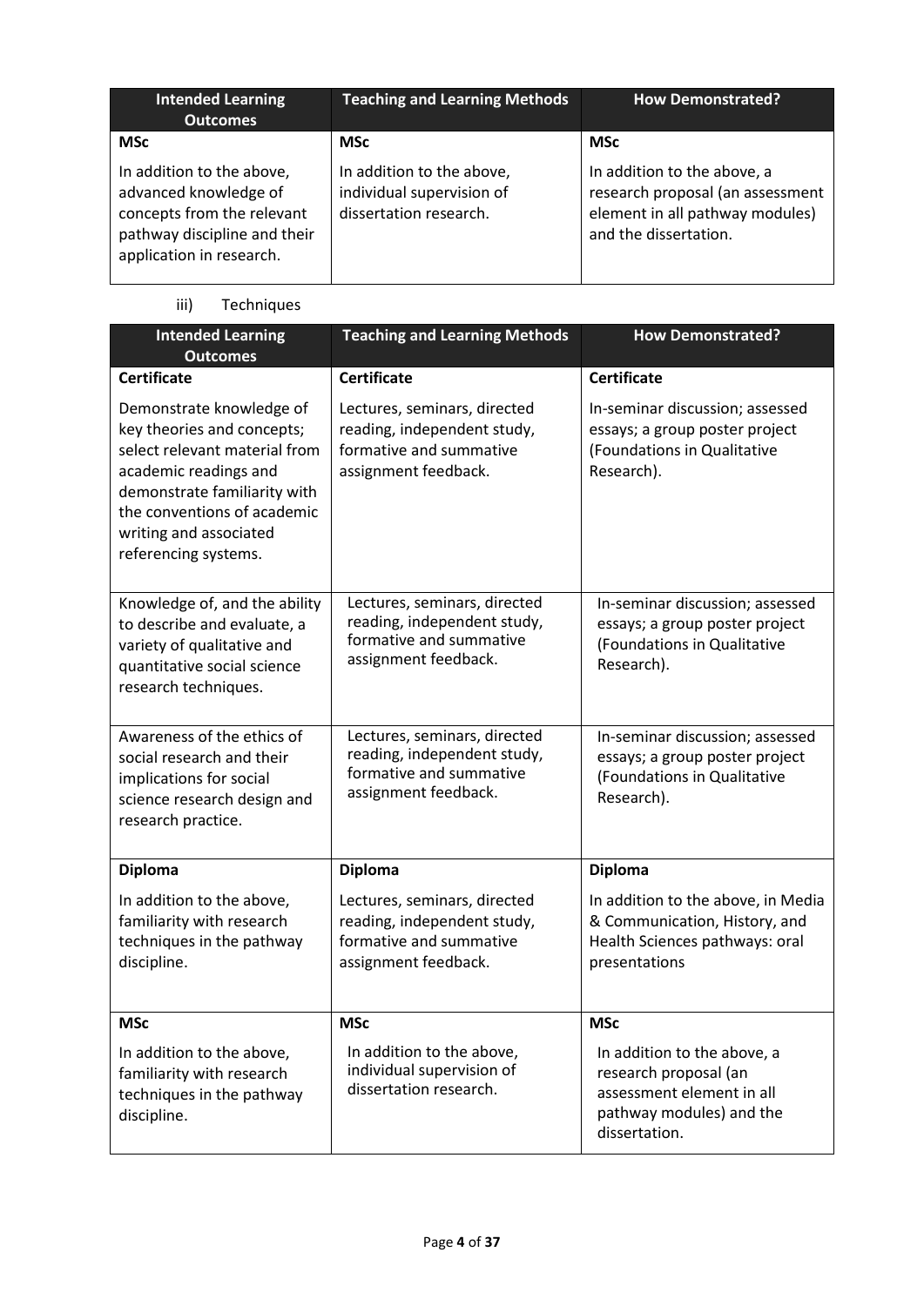| Intended Learning Outcomes | Teaching and Learning Methods | How Demonstrated? |
|---|---|---|
| **MSc** | **MSc** | **MSc** |
| In addition to the above, advanced knowledge of concepts from the relevant pathway discipline and their application in research. | In addition to the above, individual supervision of dissertation research. | In addition to the above, a research proposal (an assessment element in all pathway modules) and the dissertation. |

iii) Techniques

| Intended Learning Outcomes | Teaching and Learning Methods | How Demonstrated? |
|---|---|---|
| **Certificate** | **Certificate** | **Certificate** |
| Demonstrate knowledge of key theories and concepts; select relevant material from academic readings and demonstrate familiarity with the conventions of academic writing and associated referencing systems. | Lectures, seminars, directed reading, independent study, formative and summative assignment feedback. | In-seminar discussion; assessed essays; a group poster project (Foundations in Qualitative Research). |
| Knowledge of, and the ability to describe and evaluate, a variety of qualitative and quantitative social science research techniques. | Lectures, seminars, directed reading, independent study, formative and summative assignment feedback. | In-seminar discussion; assessed essays; a group poster project (Foundations in Qualitative Research). |
| Awareness of the ethics of social research and their implications for social science research design and research practice. | Lectures, seminars, directed reading, independent study, formative and summative assignment feedback. | In-seminar discussion; assessed essays; a group poster project (Foundations in Qualitative Research). |
| **Diploma** | **Diploma** | **Diploma** |
| In addition to the above, familiarity with research techniques in the pathway discipline. | Lectures, seminars, directed reading, independent study, formative and summative assignment feedback. | In addition to the above, in Media & Communication, History, and Health Sciences pathways: oral presentations |
| **MSc** | **MSc** | **MSc** |
| In addition to the above, familiarity with research techniques in the pathway discipline. | In addition to the above, individual supervision of dissertation research. | In addition to the above, a research proposal (an assessment element in all pathway modules) and the dissertation. |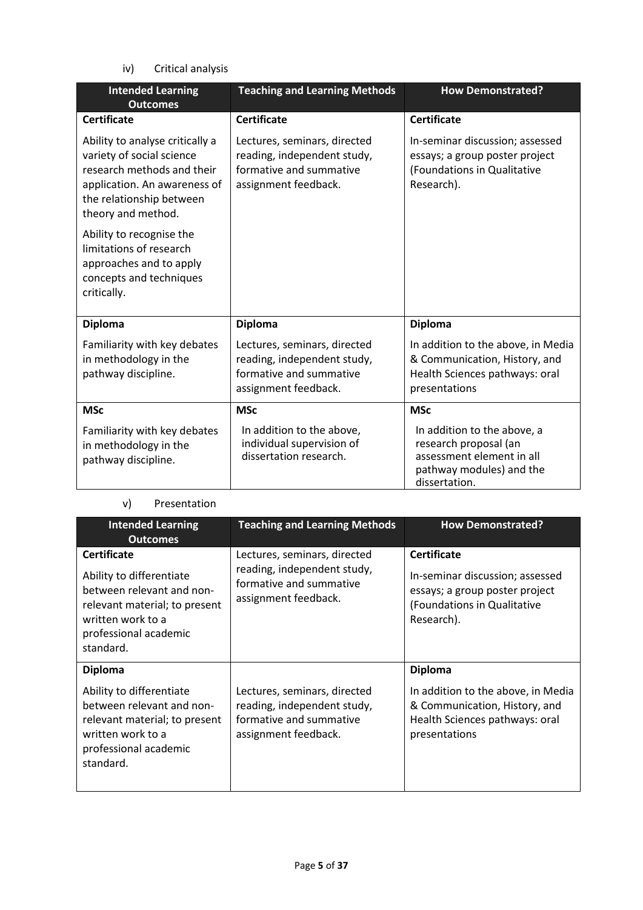iv) Critical analysis

| Intended Learning Outcomes | Teaching and Learning Methods | How Demonstrated? |
| --- | --- | --- |
| **Certificate** | **Certificate** | **Certificate** |
| Ability to analyse critically a variety of social science research methods and their application. An awareness of the relationship between theory and method.<br><br>Ability to recognise the limitations of research approaches and to apply concepts and techniques critically. | Lectures, seminars, directed reading, independent study, formative and summative assignment feedback. | In-seminar discussion; assessed essays; a group poster project (Foundations in Qualitative Research). |
| **Diploma** | **Diploma** | **Diploma** |
| Familiarity with key debates in methodology in the pathway discipline. | Lectures, seminars, directed reading, independent study, formative and summative assignment feedback. | In addition to the above, in Media & Communication, History, and Health Sciences pathways: oral presentations |
| **MSc** | **MSc** | **MSc** |
| Familiarity with key debates in methodology in the pathway discipline. | In addition to the above, individual supervision of dissertation research. | In addition to the above, a research proposal (an assessment element in all pathway modules) and the dissertation. |

v) Presentation

| Intended Learning Outcomes | Teaching and Learning Methods | How Demonstrated? |
| --- | --- | --- |
| **Certificate**<br><br>Ability to differentiate between relevant and non-relevant material; to present written work to a professional academic standard. | Lectures, seminars, directed reading, independent study, formative and summative assignment feedback. | **Certificate**<br><br>In-seminar discussion; assessed essays; a group poster project (Foundations in Qualitative Research). |
| **Diploma**<br><br>Ability to differentiate between relevant and non-relevant material; to present written work to a professional academic standard. | Lectures, seminars, directed reading, independent study, formative and summative assignment feedback. | **Diploma**<br><br>In addition to the above, in Media & Communication, History, and Health Sciences pathways: oral presentations |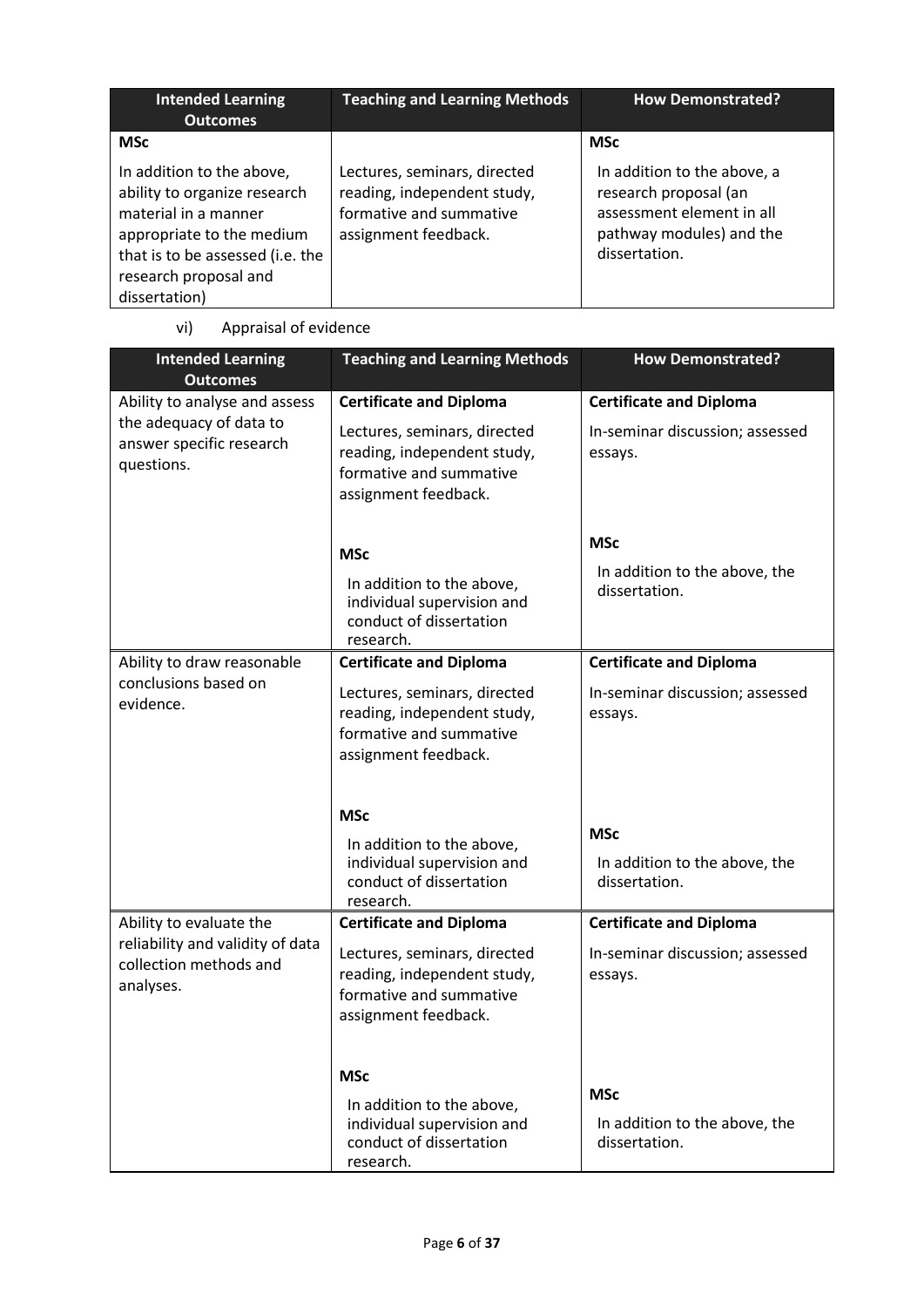| Intended Learning Outcomes | Teaching and Learning Methods | How Demonstrated? |
|---|---|---|
| **MSc**<br><br>In addition to the above, ability to organize research material in a manner appropriate to the medium that is to be assessed (i.e. the research proposal and dissertation) | Lectures, seminars, directed reading, independent study, formative and summative assignment feedback. | **MSc**<br><br>In addition to the above, a research proposal (an assessment element in all pathway modules) and the dissertation. |

vi) Appraisal of evidence

| Intended Learning Outcomes | Teaching and Learning Methods | How Demonstrated? |
|---|---|---|
| Ability to analyse and assess the adequacy of data to answer specific research questions. | **Certificate and Diploma**<br><br>Lectures, seminars, directed reading, independent study, formative and summative assignment feedback.<br><br>**MSc**<br><br>In addition to the above, individual supervision and conduct of dissertation research. | **Certificate and Diploma**<br><br>In-seminar discussion; assessed essays.<br><br>**MSc**<br><br>In addition to the above, the dissertation. |
| Ability to draw reasonable conclusions based on evidence. | **Certificate and Diploma**<br><br>Lectures, seminars, directed reading, independent study, formative and summative assignment feedback.<br><br>**MSc**<br><br>In addition to the above, individual supervision and conduct of dissertation research. | **Certificate and Diploma**<br><br>In-seminar discussion; assessed essays.<br><br>**MSc**<br><br>In addition to the above, the dissertation. |
| Ability to evaluate the reliability and validity of data collection methods and analyses. | **Certificate and Diploma**<br><br>Lectures, seminars, directed reading, independent study, formative and summative assignment feedback.<br><br>**MSc**<br><br>In addition to the above, individual supervision and conduct of dissertation research. | **Certificate and Diploma**<br><br>In-seminar discussion; assessed essays.<br><br>**MSc**<br><br>In addition to the above, the dissertation. |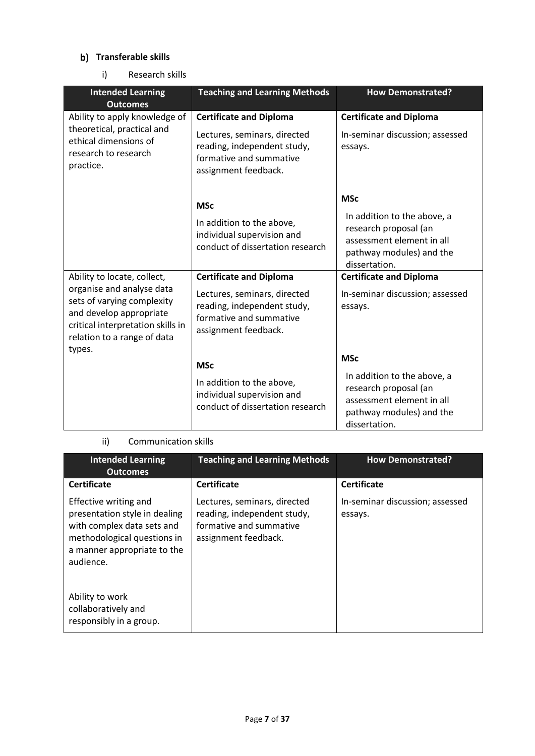### b) Transferable skills

i) Research skills

| Intended Learning Outcomes | Teaching and Learning Methods | How Demonstrated? |
|---|---|---|
| Ability to apply knowledge of theoretical, practical and ethical dimensions of research to research practice. | **Certificate and Diploma**<br><br>Lectures, seminars, directed reading, independent study, formative and summative assignment feedback.<br><br>**MSc**<br><br>In addition to the above, individual supervision and conduct of dissertation research | **Certificate and Diploma**<br><br>In-seminar discussion; assessed essays.<br><br>**MSc**<br><br>In addition to the above, a research proposal (an assessment element in all pathway modules) and the dissertation. |
| Ability to locate, collect, organise and analyse data sets of varying complexity and develop appropriate critical interpretation skills in relation to a range of data types. | **Certificate and Diploma**<br><br>Lectures, seminars, directed reading, independent study, formative and summative assignment feedback.<br><br>**MSc**<br><br>In addition to the above, individual supervision and conduct of dissertation research | **Certificate and Diploma**<br><br>In-seminar discussion; assessed essays.<br><br>**MSc**<br><br>In addition to the above, a research proposal (an assessment element in all pathway modules) and the dissertation. |

ii) Communication skills

| Intended Learning Outcomes | Teaching and Learning Methods | How Demonstrated? |
|---|---|---|
| **Certificate**<br><br>Effective writing and presentation style in dealing with complex data sets and methodological questions in a manner appropriate to the audience.<br><br>Ability to work collaboratively and responsibly in a group. | **Certificate**<br><br>Lectures, seminars, directed reading, independent study, formative and summative assignment feedback. | **Certificate**<br><br>In-seminar discussion; assessed essays. |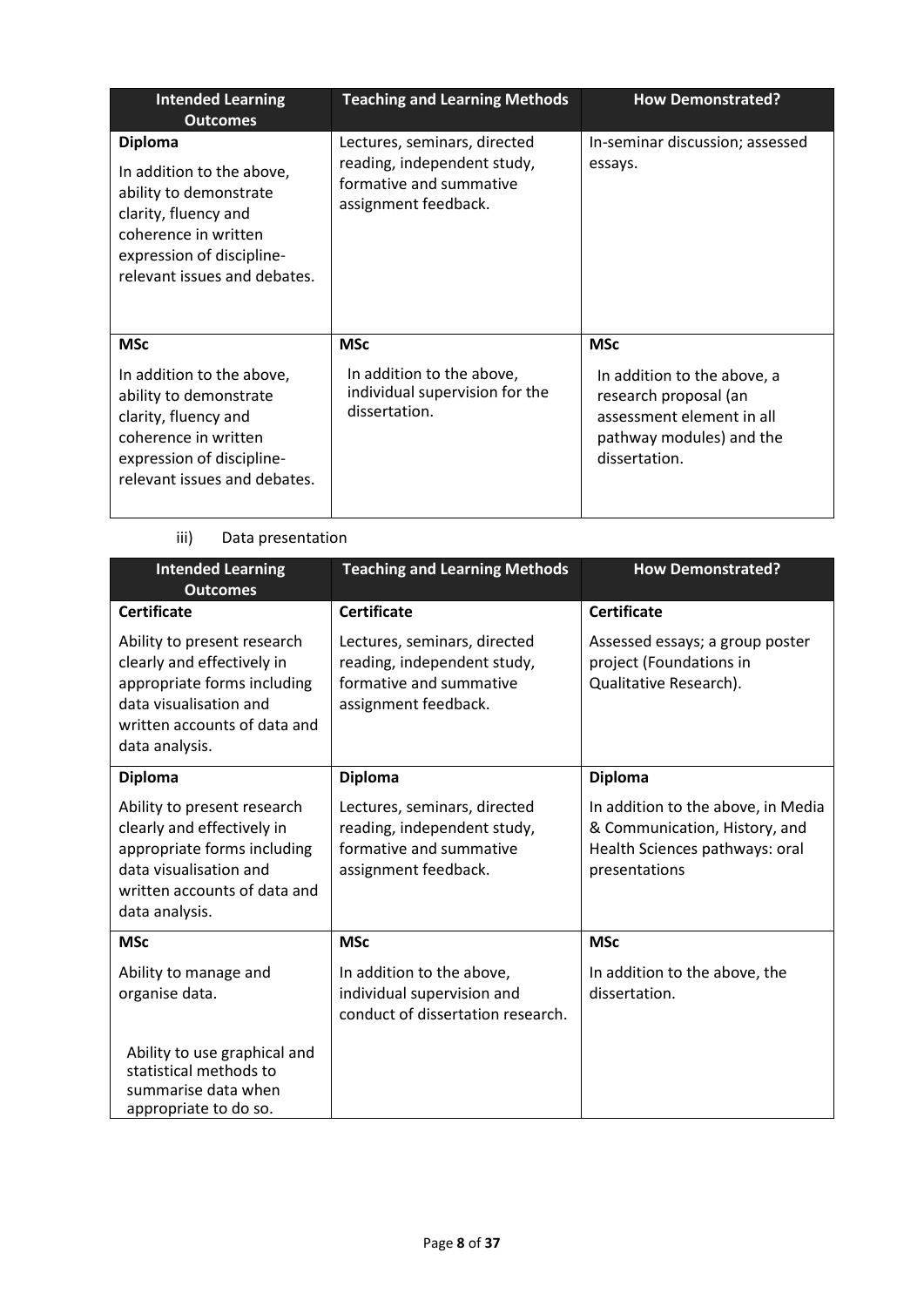| Intended Learning Outcomes | Teaching and Learning Methods | How Demonstrated? |
|---|---|---|
| **Diploma**<br>In addition to the above, ability to demonstrate clarity, fluency and coherence in written expression of discipline-relevant issues and debates. | Lectures, seminars, directed reading, independent study, formative and summative assignment feedback. | In-seminar discussion; assessed essays. |
| **MSc**<br>In addition to the above, ability to demonstrate clarity, fluency and coherence in written expression of discipline-relevant issues and debates. | **MSc**<br>In addition to the above, individual supervision for the dissertation. | **MSc**<br>In addition to the above, a research proposal (an assessment element in all pathway modules) and the dissertation. |

iii) Data presentation

| Intended Learning Outcomes | Teaching and Learning Methods | How Demonstrated? |
|---|---|---|
| **Certificate**<br>Ability to present research clearly and effectively in appropriate forms including data visualisation and written accounts of data and data analysis. | **Certificate**<br>Lectures, seminars, directed reading, independent study, formative and summative assignment feedback. | **Certificate**<br>Assessed essays; a group poster project (Foundations in Qualitative Research). |
| **Diploma**<br>Ability to present research clearly and effectively in appropriate forms including data visualisation and written accounts of data and data analysis. | **Diploma**<br>Lectures, seminars, directed reading, independent study, formative and summative assignment feedback. | **Diploma**<br>In addition to the above, in Media & Communication, History, and Health Sciences pathways: oral presentations |
| **MSc**<br>Ability to manage and organise data.<br><br>Ability to use graphical and statistical methods to summarise data when appropriate to do so. | **MSc**<br>In addition to the above, individual supervision and conduct of dissertation research. | **MSc**<br>In addition to the above, the dissertation. |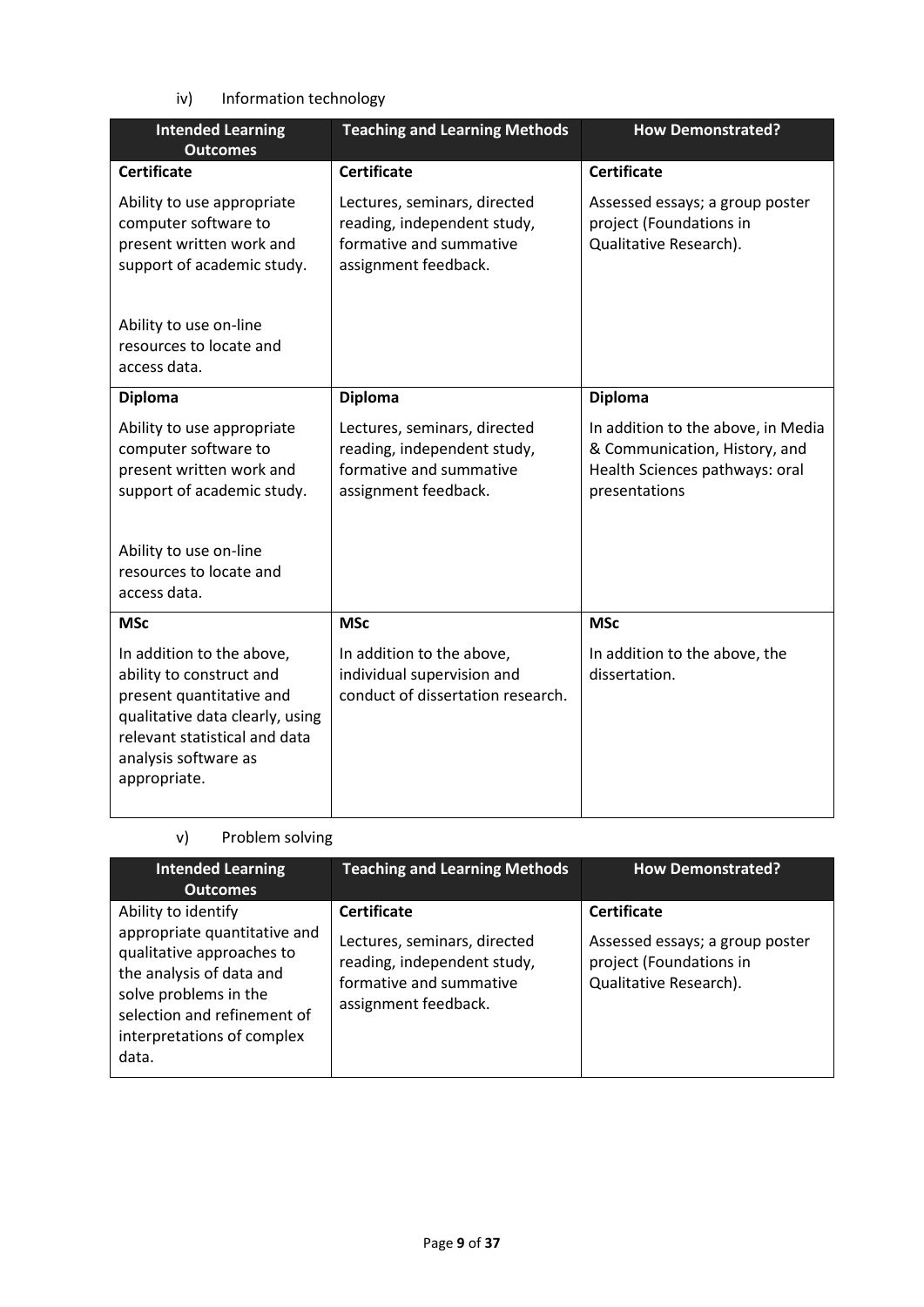iv) Information technology

| Intended Learning Outcomes | Teaching and Learning Methods | How Demonstrated? |
|---|---|---|
| **Certificate** | **Certificate** | **Certificate** |
| Ability to use appropriate computer software to present written work and support of academic study.<br><br>Ability to use on-line resources to locate and access data. | Lectures, seminars, directed reading, independent study, formative and summative assignment feedback. | Assessed essays; a group poster project (Foundations in Qualitative Research). |
| **Diploma** | **Diploma** | **Diploma** |
| Ability to use appropriate computer software to present written work and support of academic study.<br><br>Ability to use on-line resources to locate and access data. | Lectures, seminars, directed reading, independent study, formative and summative assignment feedback. | In addition to the above, in Media & Communication, History, and Health Sciences pathways: oral presentations |
| **MSc** | **MSc** | **MSc** |
| In addition to the above, ability to construct and present quantitative and qualitative data clearly, using relevant statistical and data analysis software as appropriate. | In addition to the above, individual supervision and conduct of dissertation research. | In addition to the above, the dissertation. |

v) Problem solving

| Intended Learning Outcomes | Teaching and Learning Methods | How Demonstrated? |
|---|---|---|
| Ability to identify appropriate quantitative and qualitative approaches to the analysis of data and solve problems in the selection and refinement of interpretations of complex data. | **Certificate**<br><br>Lectures, seminars, directed reading, independent study, formative and summative assignment feedback. | **Certificate**<br><br>Assessed essays; a group poster project (Foundations in Qualitative Research). |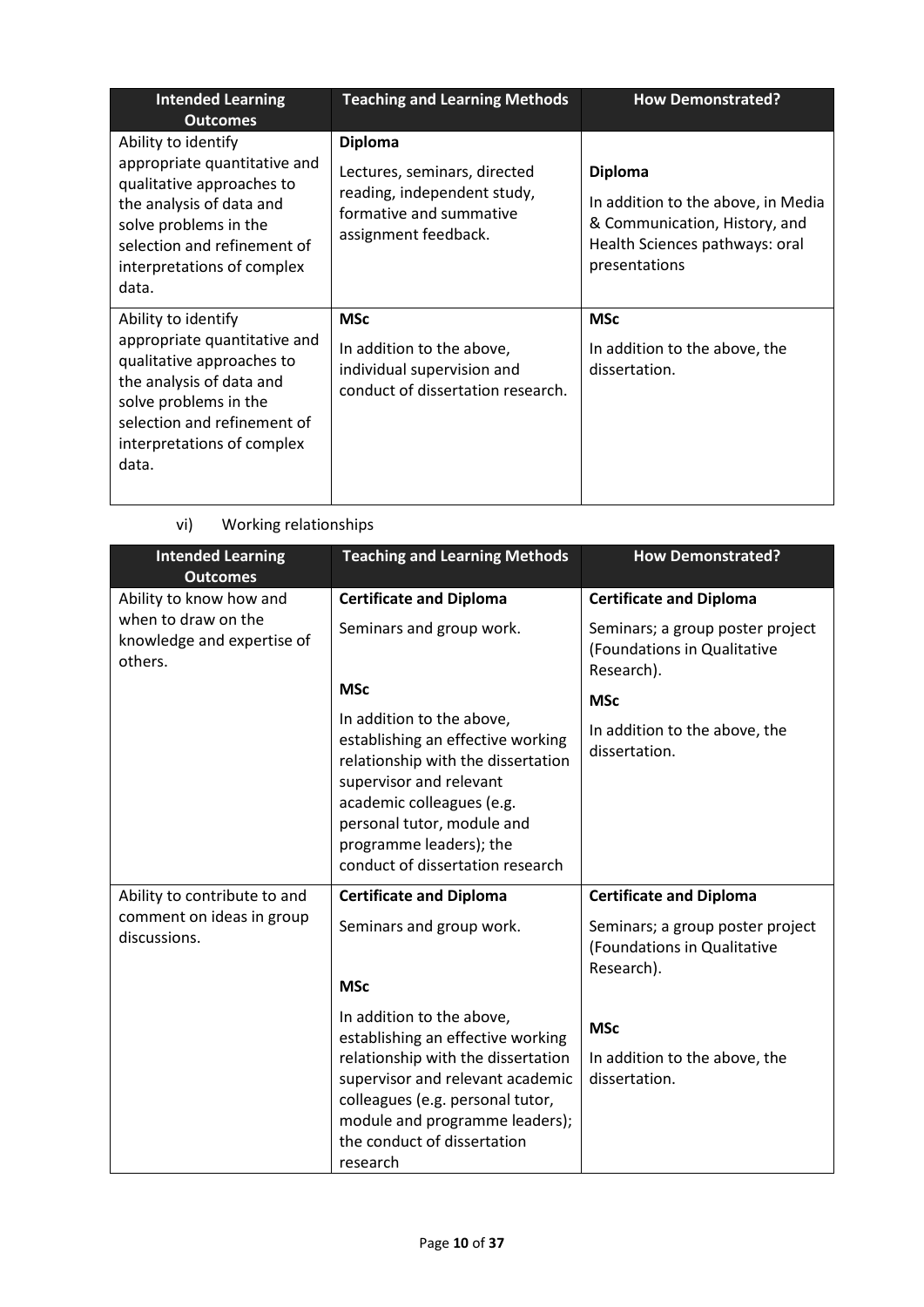| Intended Learning Outcomes | Teaching and Learning Methods | How Demonstrated? |
|---|---|---|
| Ability to identify appropriate quantitative and qualitative approaches to the analysis of data and solve problems in the selection and refinement of interpretations of complex data. | **Diploma**<br><br>Lectures, seminars, directed reading, independent study, formative and summative assignment feedback. | **Diploma**<br><br>In addition to the above, in Media & Communication, History, and Health Sciences pathways: oral presentations |
| Ability to identify appropriate quantitative and qualitative approaches to the analysis of data and solve problems in the selection and refinement of interpretations of complex data. | **MSc**<br><br>In addition to the above, individual supervision and conduct of dissertation research. | **MSc**<br><br>In addition to the above, the dissertation. |

vi) Working relationships

| Intended Learning Outcomes | Teaching and Learning Methods | How Demonstrated? |
|---|---|---|
| Ability to know how and when to draw on the knowledge and expertise of others. | **Certificate and Diploma**<br><br>Seminars and group work.<br><br>**MSc**<br><br>In addition to the above, establishing an effective working relationship with the dissertation supervisor and relevant academic colleagues (e.g. personal tutor, module and programme leaders); the conduct of dissertation research | **Certificate and Diploma**<br><br>Seminars; a group poster project (Foundations in Qualitative Research).<br><br>**MSc**<br><br>In addition to the above, the dissertation. |
| Ability to contribute to and comment on ideas in group discussions. | **Certificate and Diploma**<br><br>Seminars and group work.<br><br>**MSc**<br><br>In addition to the above, establishing an effective working relationship with the dissertation supervisor and relevant academic colleagues (e.g. personal tutor, module and programme leaders); the conduct of dissertation research | **Certificate and Diploma**<br><br>Seminars; a group poster project (Foundations in Qualitative Research).<br><br>**MSc**<br><br>In addition to the above, the dissertation. |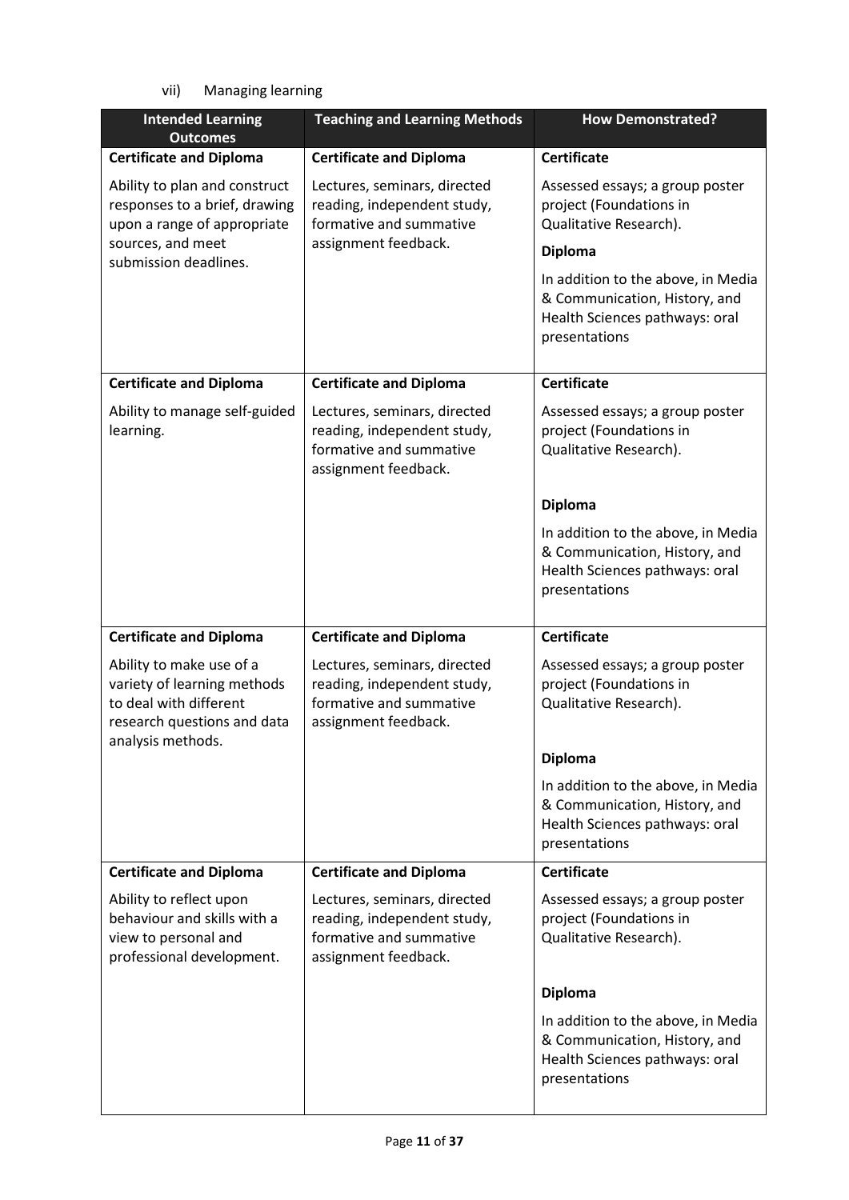vii) Managing learning

| Intended Learning Outcomes | Teaching and Learning Methods | How Demonstrated? |
|---|---|---|
| **Certificate and Diploma**<br>Ability to plan and construct responses to a brief, drawing upon a range of appropriate sources, and meet submission deadlines. | **Certificate and Diploma**<br>Lectures, seminars, directed reading, independent study, formative and summative assignment feedback. | **Certificate**<br>Assessed essays; a group poster project (Foundations in Qualitative Research).<br>**Diploma**<br>In addition to the above, in Media & Communication, History, and Health Sciences pathways: oral presentations |
| **Certificate and Diploma**<br>Ability to manage self-guided learning. | **Certificate and Diploma**<br>Lectures, seminars, directed reading, independent study, formative and summative assignment feedback. | **Certificate**<br>Assessed essays; a group poster project (Foundations in Qualitative Research).<br>**Diploma**<br>In addition to the above, in Media & Communication, History, and Health Sciences pathways: oral presentations |
| **Certificate and Diploma**<br>Ability to make use of a variety of learning methods to deal with different research questions and data analysis methods. | **Certificate and Diploma**<br>Lectures, seminars, directed reading, independent study, formative and summative assignment feedback. | **Certificate**<br>Assessed essays; a group poster project (Foundations in Qualitative Research).<br>**Diploma**<br>In addition to the above, in Media & Communication, History, and Health Sciences pathways: oral presentations |
| **Certificate and Diploma**<br>Ability to reflect upon behaviour and skills with a view to personal and professional development. | **Certificate and Diploma**<br>Lectures, seminars, directed reading, independent study, formative and summative assignment feedback. | **Certificate**<br>Assessed essays; a group poster project (Foundations in Qualitative Research).<br>**Diploma**<br>In addition to the above, in Media & Communication, History, and Health Sciences pathways: oral presentations |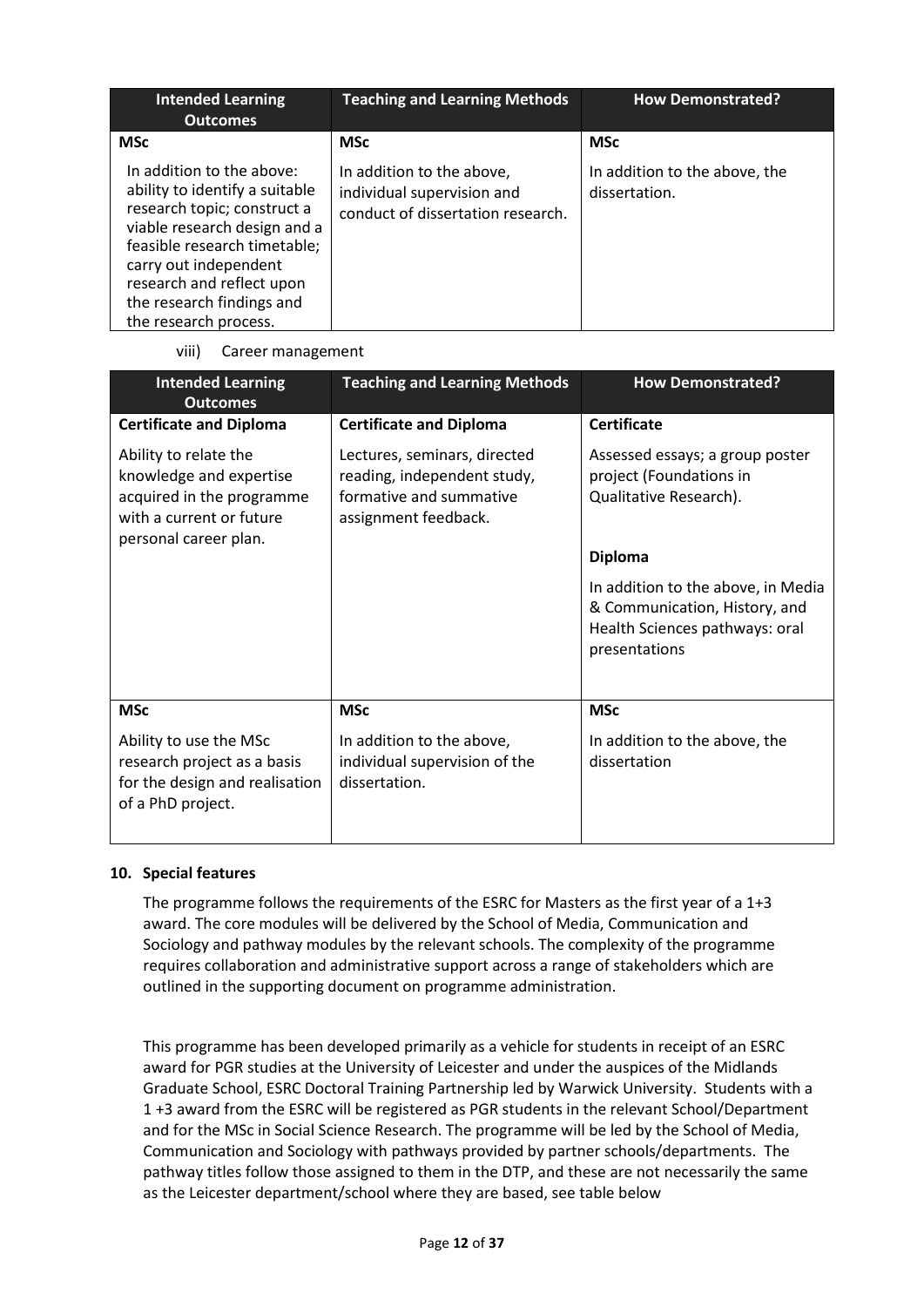| Intended Learning Outcomes | Teaching and Learning Methods | How Demonstrated? |
|---|---|---|
| **MSc** | **MSc** | **MSc** |
| In addition to the above: ability to identify a suitable research topic; construct a viable research design and a feasible research timetable; carry out independent research and reflect upon the research findings and the research process. | In addition to the above, individual supervision and conduct of dissertation research. | In addition to the above, the dissertation. |

viii) Career management

| Intended Learning Outcomes | Teaching and Learning Methods | How Demonstrated? |
|---|---|---|
| **Certificate and Diploma** | **Certificate and Diploma** | **Certificate** |
| Ability to relate the knowledge and expertise acquired in the programme with a current or future personal career plan. | Lectures, seminars, directed reading, independent study, formative and summative assignment feedback. | Assessed essays; a group poster project (Foundations in Qualitative Research). **Diploma** In addition to the above, in Media & Communication, History, and Health Sciences pathways: oral presentations |
| **MSc** | **MSc** | **MSc** |
| Ability to use the MSc research project as a basis for the design and realisation of a PhD project. | In addition to the above, individual supervision of the dissertation. | In addition to the above, the dissertation |

## 10. Special features

The programme follows the requirements of the ESRC for Masters as the first year of a 1+3 award. The core modules will be delivered by the School of Media, Communication and Sociology and pathway modules by the relevant schools. The complexity of the programme requires collaboration and administrative support across a range of stakeholders which are outlined in the supporting document on programme administration.

This programme has been developed primarily as a vehicle for students in receipt of an ESRC award for PGR studies at the University of Leicester and under the auspices of the Midlands Graduate School, ESRC Doctoral Training Partnership led by Warwick University. Students with a 1 +3 award from the ESRC will be registered as PGR students in the relevant School/Department and for the MSc in Social Science Research. The programme will be led by the School of Media, Communication and Sociology with pathways provided by partner schools/departments. The pathway titles follow those assigned to them in the DTP, and these are not necessarily the same as the Leicester department/school where they are based, see table below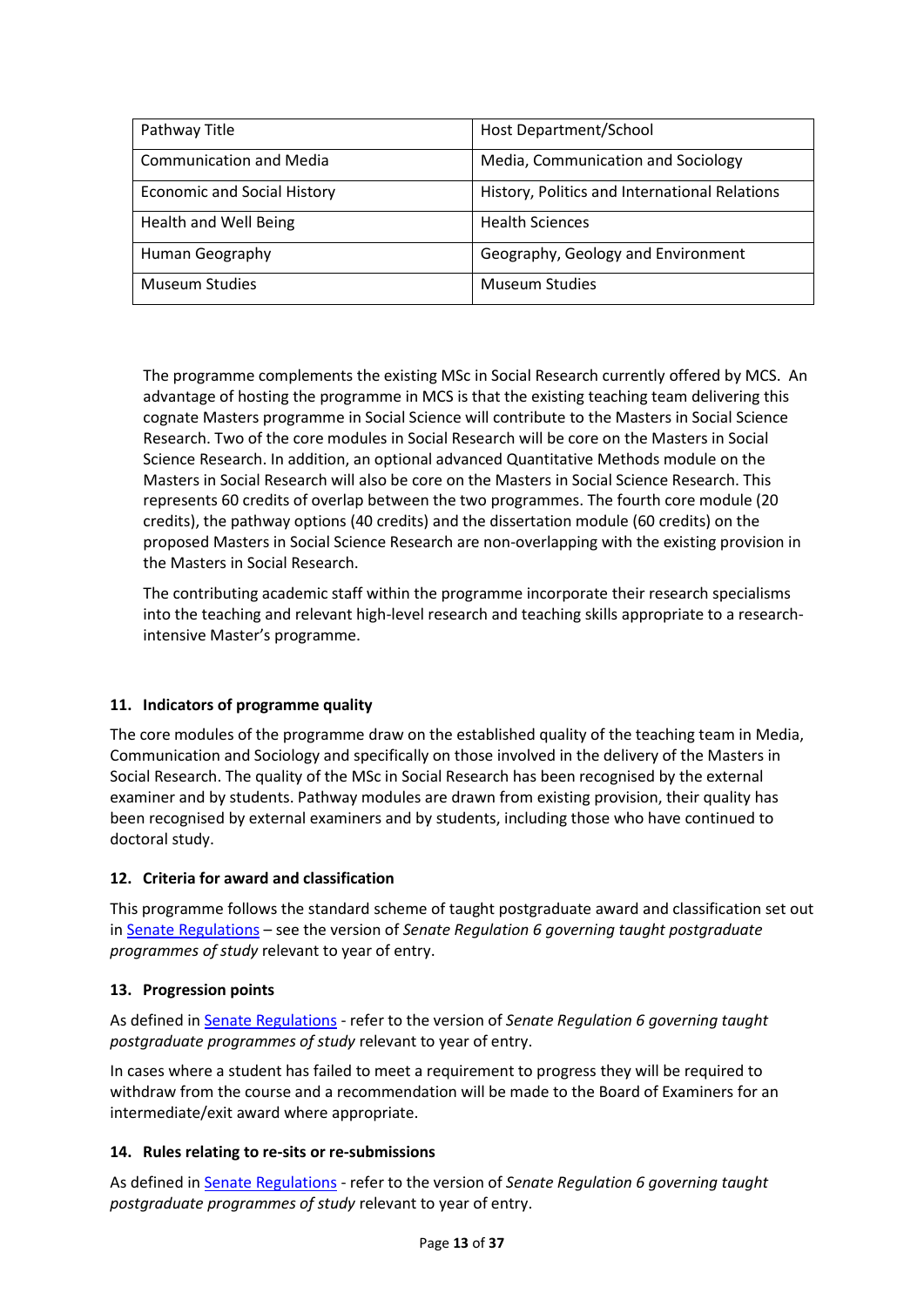| Pathway Title | Host Department/School |
| --- | --- |
| Communication and Media | Media, Communication and Sociology |
| Economic and Social History | History, Politics and International Relations |
| Health and Well Being | Health Sciences |
| Human Geography | Geography, Geology and Environment |
| Museum Studies | Museum Studies |

The programme complements the existing MSc in Social Research currently offered by MCS. An advantage of hosting the programme in MCS is that the existing teaching team delivering this cognate Masters programme in Social Science will contribute to the Masters in Social Science Research. Two of the core modules in Social Research will be core on the Masters in Social Science Research. In addition, an optional advanced Quantitative Methods module on the Masters in Social Research will also be core on the Masters in Social Science Research. This represents 60 credits of overlap between the two programmes. The fourth core module (20 credits), the pathway options (40 credits) and the dissertation module (60 credits) on the proposed Masters in Social Science Research are non-overlapping with the existing provision in the Masters in Social Research.

The contributing academic staff within the programme incorporate their research specialisms into the teaching and relevant high-level research and teaching skills appropriate to a research-intensive Master's programme.

### 11. Indicators of programme quality

The core modules of the programme draw on the established quality of the teaching team in Media, Communication and Sociology and specifically on those involved in the delivery of the Masters in Social Research. The quality of the MSc in Social Research has been recognised by the external examiner and by students. Pathway modules are drawn from existing provision, their quality has been recognised by external examiners and by students, including those who have continued to doctoral study.

### 12. Criteria for award and classification

This programme follows the standard scheme of taught postgraduate award and classification set out in Senate Regulations – see the version of *Senate Regulation 6 governing taught postgraduate programmes of study* relevant to year of entry.

### 13. Progression points

As defined in Senate Regulations - refer to the version of *Senate Regulation 6 governing taught postgraduate programmes of study* relevant to year of entry.

In cases where a student has failed to meet a requirement to progress they will be required to withdraw from the course and a recommendation will be made to the Board of Examiners for an intermediate/exit award where appropriate.

### 14. Rules relating to re-sits or re-submissions

As defined in Senate Regulations - refer to the version of *Senate Regulation 6 governing taught postgraduate programmes of study* relevant to year of entry.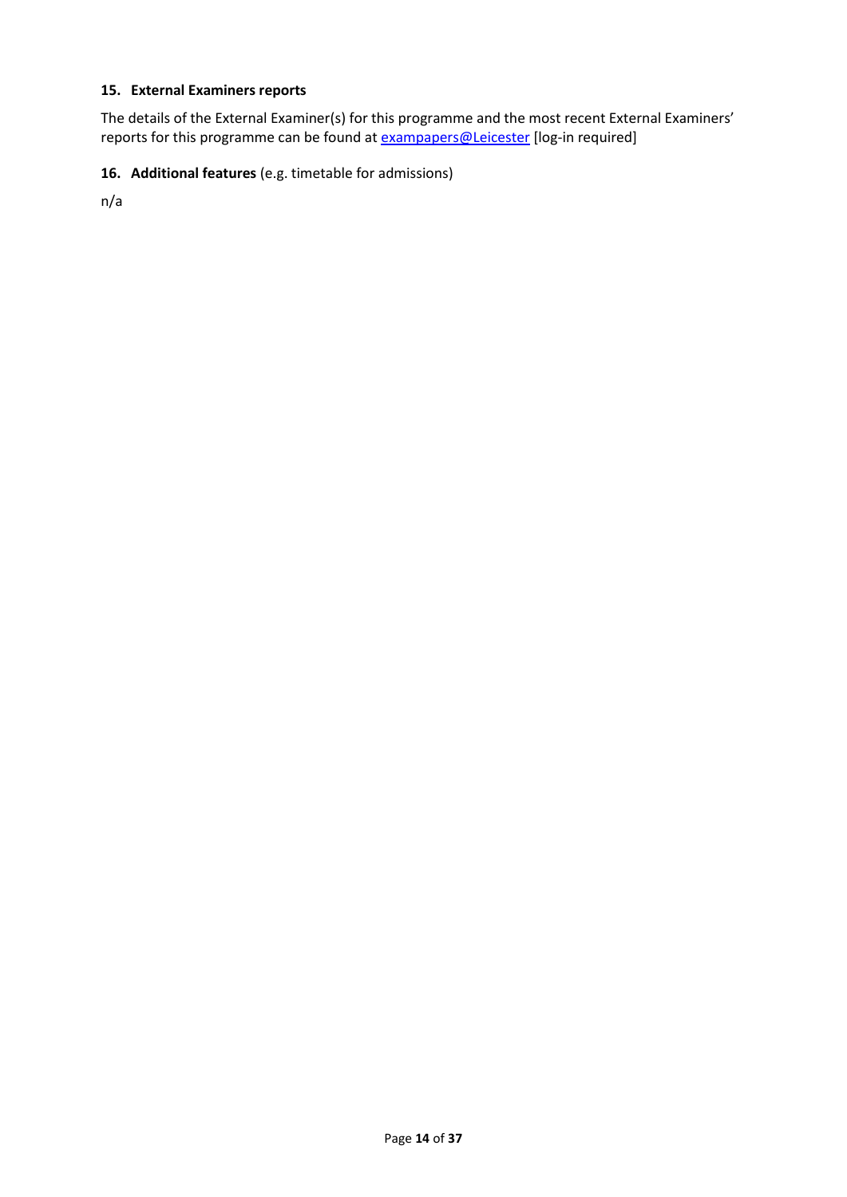### 15. External Examiners reports

The details of the External Examiner(s) for this programme and the most recent External Examiners' reports for this programme can be found at [exampapers@Leicester] [log-in required]

### 16. Additional features (e.g. timetable for admissions)

n/a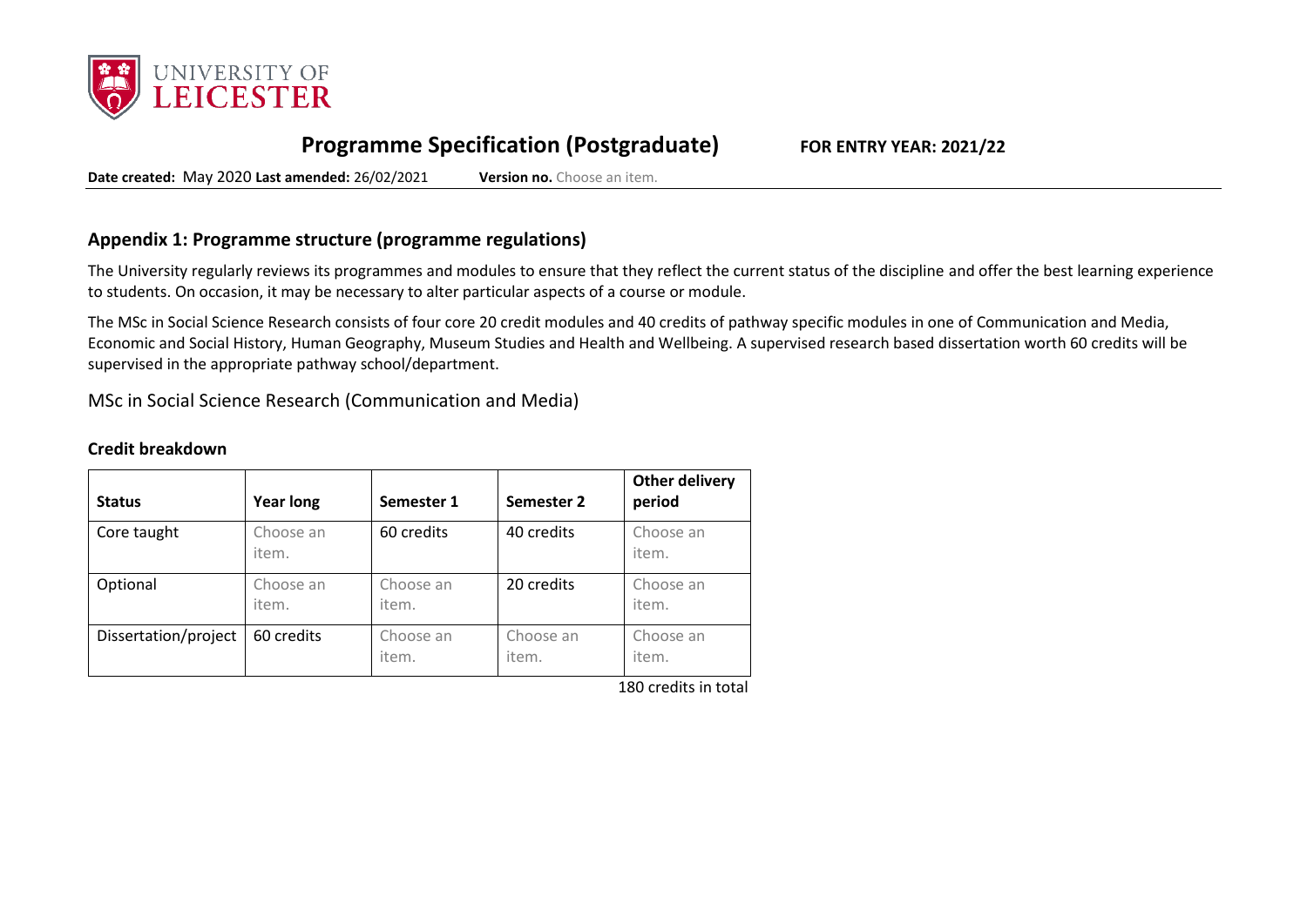# Programme Specification (Postgraduate)

**FOR ENTRY YEAR: 2021/22**

**Date created:** May 2020 **Last amended:** 26/02/2021 **Version no.** Choose an item.

## Appendix 1: Programme structure (programme regulations)

The University regularly reviews its programmes and modules to ensure that they reflect the current status of the discipline and offer the best learning experience to students. On occasion, it may be necessary to alter particular aspects of a course or module.

The MSc in Social Science Research consists of four core 20 credit modules and 40 credits of pathway specific modules in one of Communication and Media, Economic and Social History, Human Geography, Museum Studies and Health and Wellbeing. A supervised research based dissertation worth 60 credits will be supervised in the appropriate pathway school/department.

MSc in Social Science Research (Communication and Media)

### Credit breakdown

| Status | Year long | Semester 1 | Semester 2 | Other delivery period |
|---|---|---|---|---|
| Core taught | Choose an item. | 60 credits | 40 credits | Choose an item. |
| Optional | Choose an item. | Choose an item. | 20 credits | Choose an item. |
| Dissertation/project | 60 credits | Choose an item. | Choose an item. | Choose an item. |

180 credits in total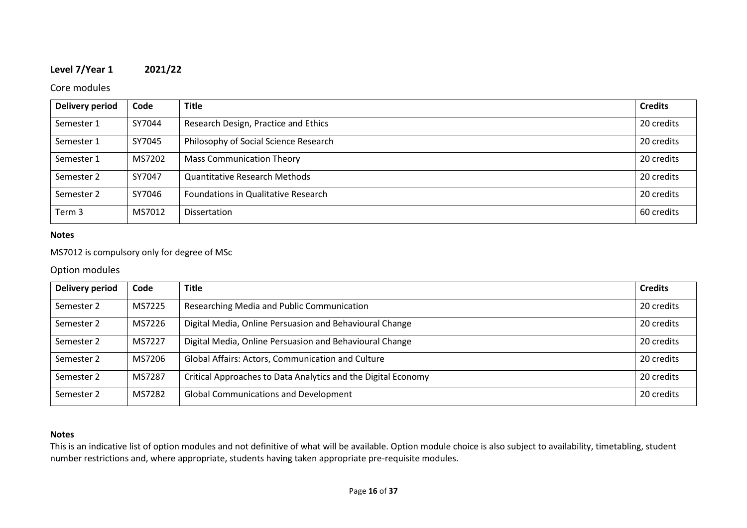## Level 7/Year 1 2021/22

### Core modules

| Delivery period | Code | Title | Credits |
|---|---|---|---|
| Semester 1 | SY7044 | Research Design, Practice and Ethics | 20 credits |
| Semester 1 | SY7045 | Philosophy of Social Science Research | 20 credits |
| Semester 1 | MS7202 | Mass Communication Theory | 20 credits |
| Semester 2 | SY7047 | Quantitative Research Methods | 20 credits |
| Semester 2 | SY7046 | Foundations in Qualitative Research | 20 credits |
| Term 3 | MS7012 | Dissertation | 60 credits |

**Notes**

MS7012 is compulsory only for degree of MSc

### Option modules

| Delivery period | Code | Title | Credits |
|---|---|---|---|
| Semester 2 | MS7225 | Researching Media and Public Communication | 20 credits |
| Semester 2 | MS7226 | Digital Media, Online Persuasion and Behavioural Change | 20 credits |
| Semester 2 | MS7227 | Digital Media, Online Persuasion and Behavioural Change | 20 credits |
| Semester 2 | MS7206 | Global Affairs: Actors, Communication and Culture | 20 credits |
| Semester 2 | MS7287 | Critical Approaches to Data Analytics and the Digital Economy | 20 credits |
| Semester 2 | MS7282 | Global Communications and Development | 20 credits |

**Notes**

This is an indicative list of option modules and not definitive of what will be available. Option module choice is also subject to availability, timetabling, student number restrictions and, where appropriate, students having taken appropriate pre-requisite modules.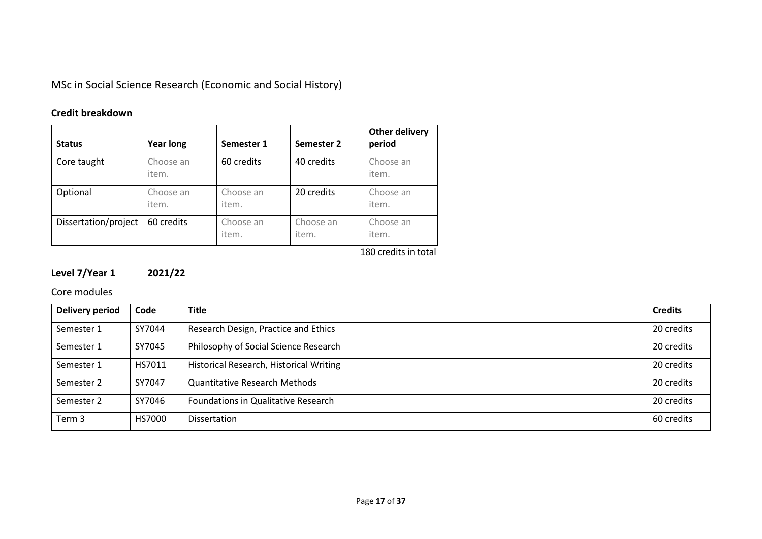## MSc in Social Science Research (Economic and Social History)

### Credit breakdown

| Status | Year long | Semester 1 | Semester 2 | Other delivery period |
|---|---|---|---|---|
| Core taught | Choose an item. | 60 credits | 40 credits | Choose an item. |
| Optional | Choose an item. | Choose an item. | 20 credits | Choose an item. |
| Dissertation/project | 60 credits | Choose an item. | Choose an item. | Choose an item. |

180 credits in total

### Level 7/Year 1 2021/22

Core modules

| Delivery period | Code | Title | Credits |
|---|---|---|---|
| Semester 1 | SY7044 | Research Design, Practice and Ethics | 20 credits |
| Semester 1 | SY7045 | Philosophy of Social Science Research | 20 credits |
| Semester 1 | HS7011 | Historical Research, Historical Writing | 20 credits |
| Semester 2 | SY7047 | Quantitative Research Methods | 20 credits |
| Semester 2 | SY7046 | Foundations in Qualitative Research | 20 credits |
| Term 3 | HS7000 | Dissertation | 60 credits |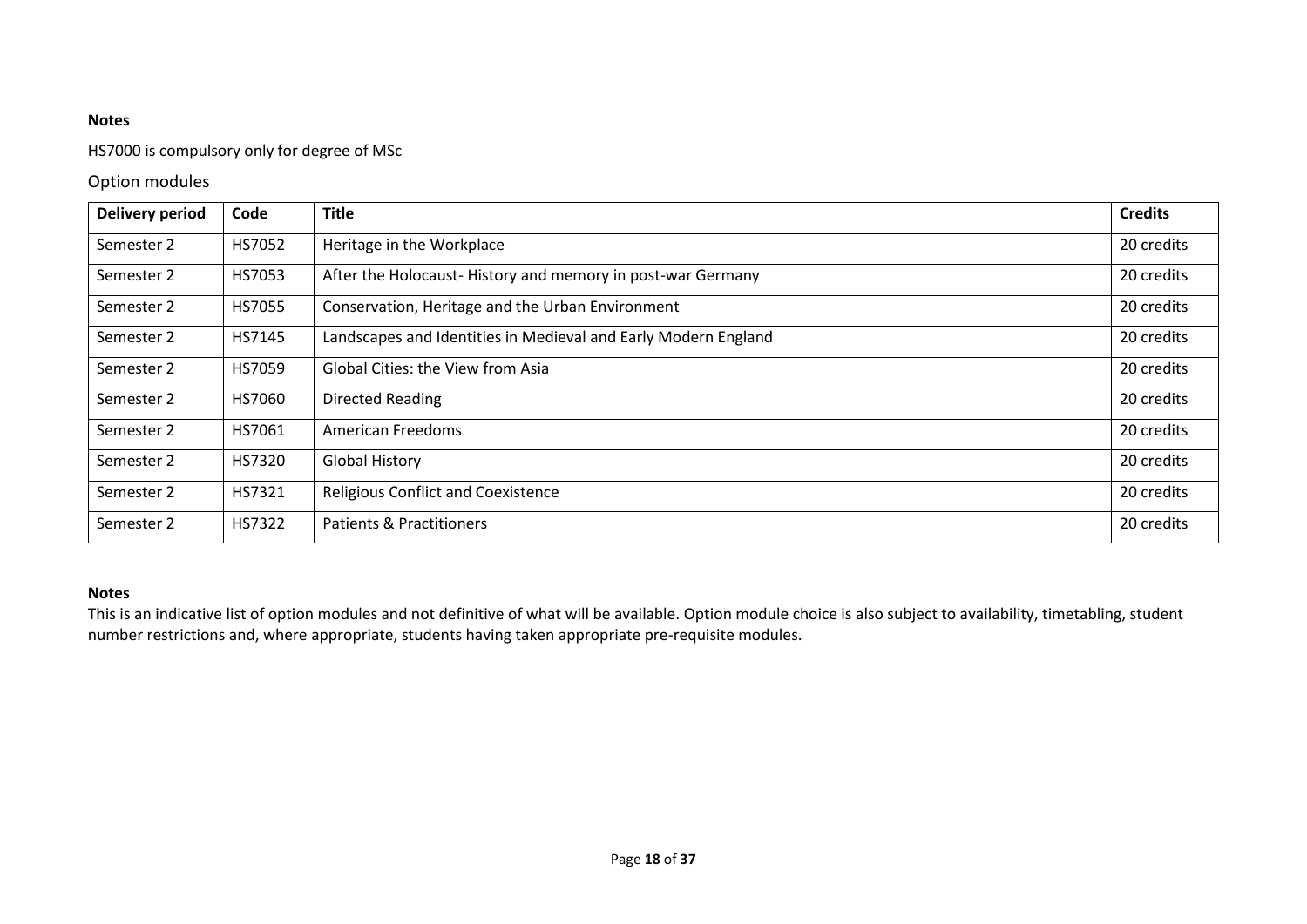**Notes**

HS7000 is compulsory only for degree of MSc

## Option modules

| Delivery period | Code | Title | Credits |
|---|---|---|---|
| Semester 2 | HS7052 | Heritage in the Workplace | 20 credits |
| Semester 2 | HS7053 | After the Holocaust- History and memory in post-war Germany | 20 credits |
| Semester 2 | HS7055 | Conservation, Heritage and the Urban Environment | 20 credits |
| Semester 2 | HS7145 | Landscapes and Identities in Medieval and Early Modern England | 20 credits |
| Semester 2 | HS7059 | Global Cities: the View from Asia | 20 credits |
| Semester 2 | HS7060 | Directed Reading | 20 credits |
| Semester 2 | HS7061 | American Freedoms | 20 credits |
| Semester 2 | HS7320 | Global History | 20 credits |
| Semester 2 | HS7321 | Religious Conflict and Coexistence | 20 credits |
| Semester 2 | HS7322 | Patients & Practitioners | 20 credits |

**Notes**

This is an indicative list of option modules and not definitive of what will be available. Option module choice is also subject to availability, timetabling, student number restrictions and, where appropriate, students having taken appropriate pre-requisite modules.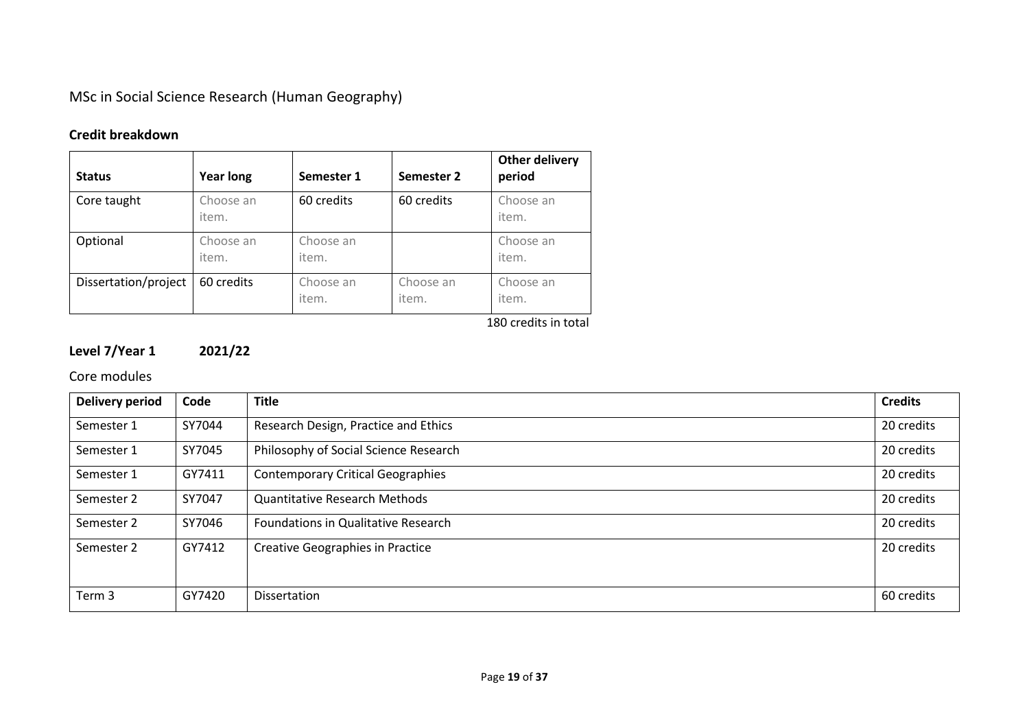# MSc in Social Science Research (Human Geography)

## Credit breakdown

| Status | Year long | Semester 1 | Semester 2 | Other delivery period |
|---|---|---|---|---|
| Core taught | Choose an item. | 60 credits | 60 credits | Choose an item. |
| Optional | Choose an item. | Choose an item. | | Choose an item. |
| Dissertation/project | 60 credits | Choose an item. | Choose an item. | Choose an item. |

180 credits in total

## Level 7/Year 1 2021/22

### Core modules

| Delivery period | Code | Title | Credits |
|---|---|---|---|
| Semester 1 | SY7044 | Research Design, Practice and Ethics | 20 credits |
| Semester 1 | SY7045 | Philosophy of Social Science Research | 20 credits |
| Semester 1 | GY7411 | Contemporary Critical Geographies | 20 credits |
| Semester 2 | SY7047 | Quantitative Research Methods | 20 credits |
| Semester 2 | SY7046 | Foundations in Qualitative Research | 20 credits |
| Semester 2 | GY7412 | Creative Geographies in Practice | 20 credits |
| Term 3 | GY7420 | Dissertation | 60 credits |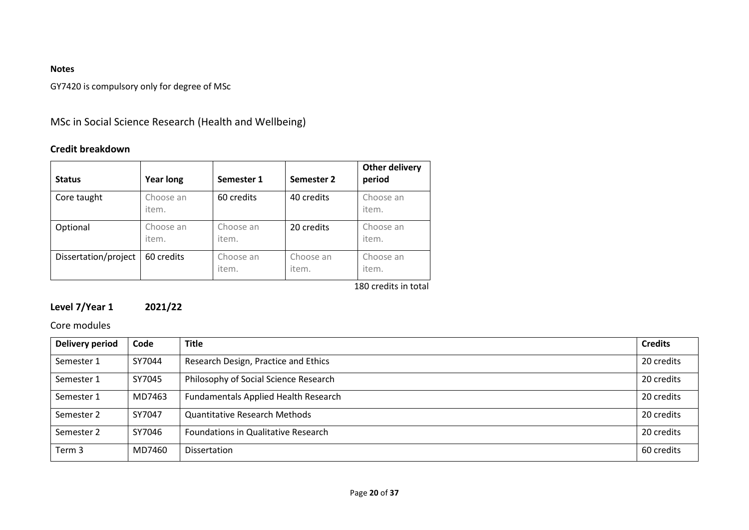**Notes**

GY7420 is compulsory only for degree of MSc

## MSc in Social Science Research (Health and Wellbeing)

### Credit breakdown

| Status | Year long | Semester 1 | Semester 2 | Other delivery period |
|---|---|---|---|---|
| Core taught | Choose an item. | 60 credits | 40 credits | Choose an item. |
| Optional | Choose an item. | Choose an item. | 20 credits | Choose an item. |
| Dissertation/project | 60 credits | Choose an item. | Choose an item. | Choose an item. |

180 credits in total

### Level 7/Year 1 2021/22

Core modules

| Delivery period | Code | Title | Credits |
|---|---|---|---|
| Semester 1 | SY7044 | Research Design, Practice and Ethics | 20 credits |
| Semester 1 | SY7045 | Philosophy of Social Science Research | 20 credits |
| Semester 1 | MD7463 | Fundamentals Applied Health Research | 20 credits |
| Semester 2 | SY7047 | Quantitative Research Methods | 20 credits |
| Semester 2 | SY7046 | Foundations in Qualitative Research | 20 credits |
| Term 3 | MD7460 | Dissertation | 60 credits |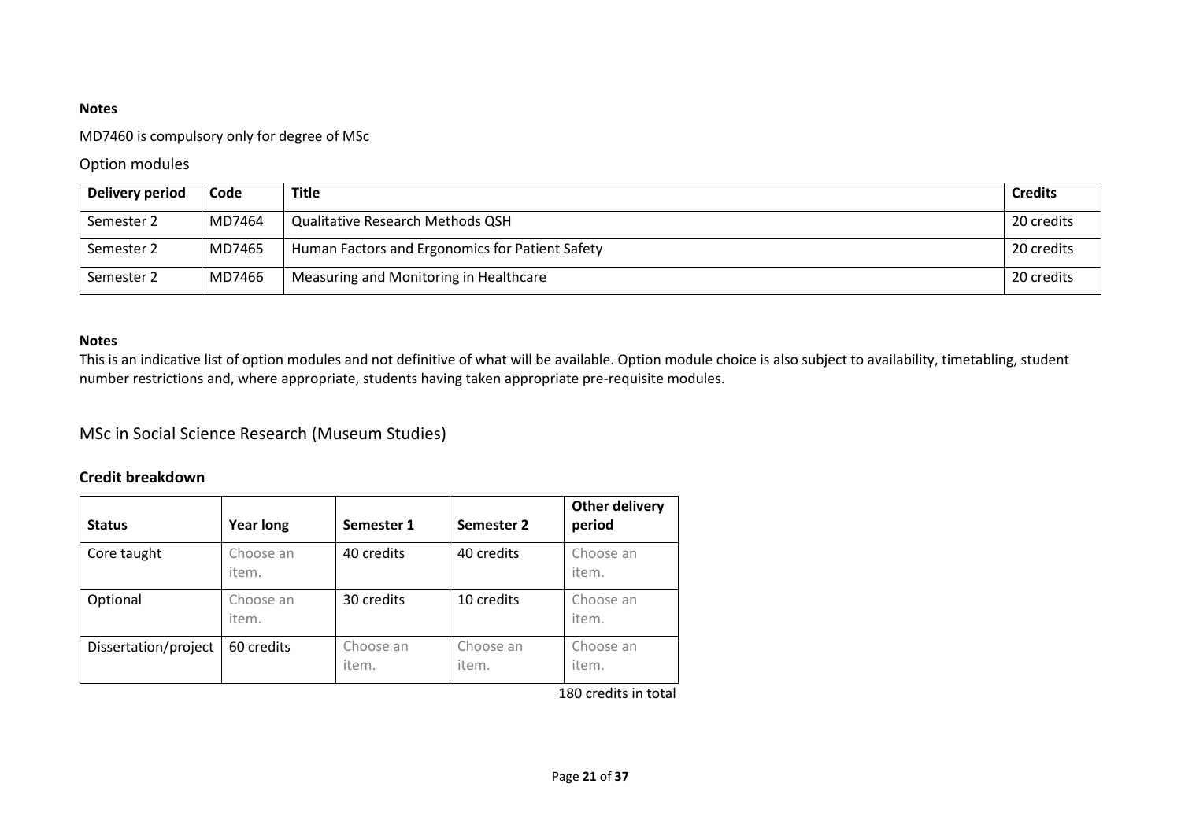**Notes**

MD7460 is compulsory only for degree of MSc

### Option modules

| Delivery period | Code | Title | Credits |
| --- | --- | --- | --- |
| Semester 2 | MD7464 | Qualitative Research Methods QSH | 20 credits |
| Semester 2 | MD7465 | Human Factors and Ergonomics for Patient Safety | 20 credits |
| Semester 2 | MD7466 | Measuring and Monitoring in Healthcare | 20 credits |

**Notes**

This is an indicative list of option modules and not definitive of what will be available. Option module choice is also subject to availability, timetabling, student number restrictions and, where appropriate, students having taken appropriate pre-requisite modules.

## MSc in Social Science Research (Museum Studies)

### Credit breakdown

| Status | Year long | Semester 1 | Semester 2 | Other delivery period |
| --- | --- | --- | --- | --- |
| Core taught | Choose an item. | 40 credits | 40 credits | Choose an item. |
| Optional | Choose an item. | 30 credits | 10 credits | Choose an item. |
| Dissertation/project | 60 credits | Choose an item. | Choose an item. | Choose an item. |

180 credits in total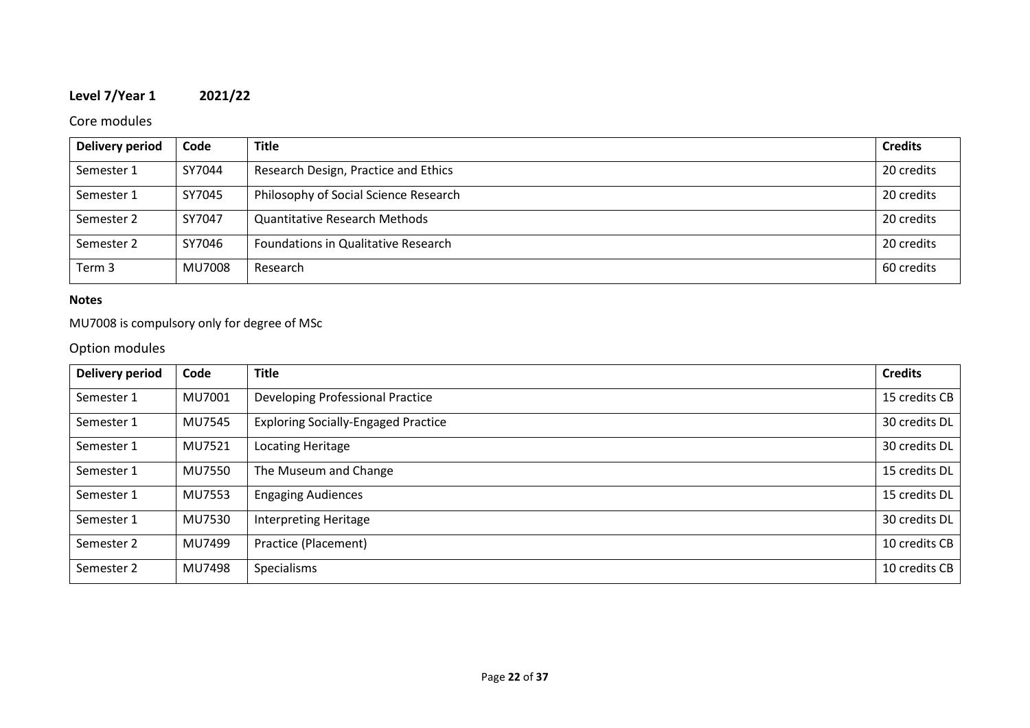## Level 7/Year 1 2021/22

### Core modules

| Delivery period | Code | Title | Credits |
|---|---|---|---|
| Semester 1 | SY7044 | Research Design, Practice and Ethics | 20 credits |
| Semester 1 | SY7045 | Philosophy of Social Science Research | 20 credits |
| Semester 2 | SY7047 | Quantitative Research Methods | 20 credits |
| Semester 2 | SY7046 | Foundations in Qualitative Research | 20 credits |
| Term 3 | MU7008 | Research | 60 credits |

**Notes**

MU7008 is compulsory only for degree of MSc

### Option modules

| Delivery period | Code | Title | Credits |
|---|---|---|---|
| Semester 1 | MU7001 | Developing Professional Practice | 15 credits CB |
| Semester 1 | MU7545 | Exploring Socially-Engaged Practice | 30 credits DL |
| Semester 1 | MU7521 | Locating Heritage | 30 credits DL |
| Semester 1 | MU7550 | The Museum and Change | 15 credits DL |
| Semester 1 | MU7553 | Engaging Audiences | 15 credits DL |
| Semester 1 | MU7530 | Interpreting Heritage | 30 credits DL |
| Semester 2 | MU7499 | Practice (Placement) | 10 credits CB |
| Semester 2 | MU7498 | Specialisms | 10 credits CB |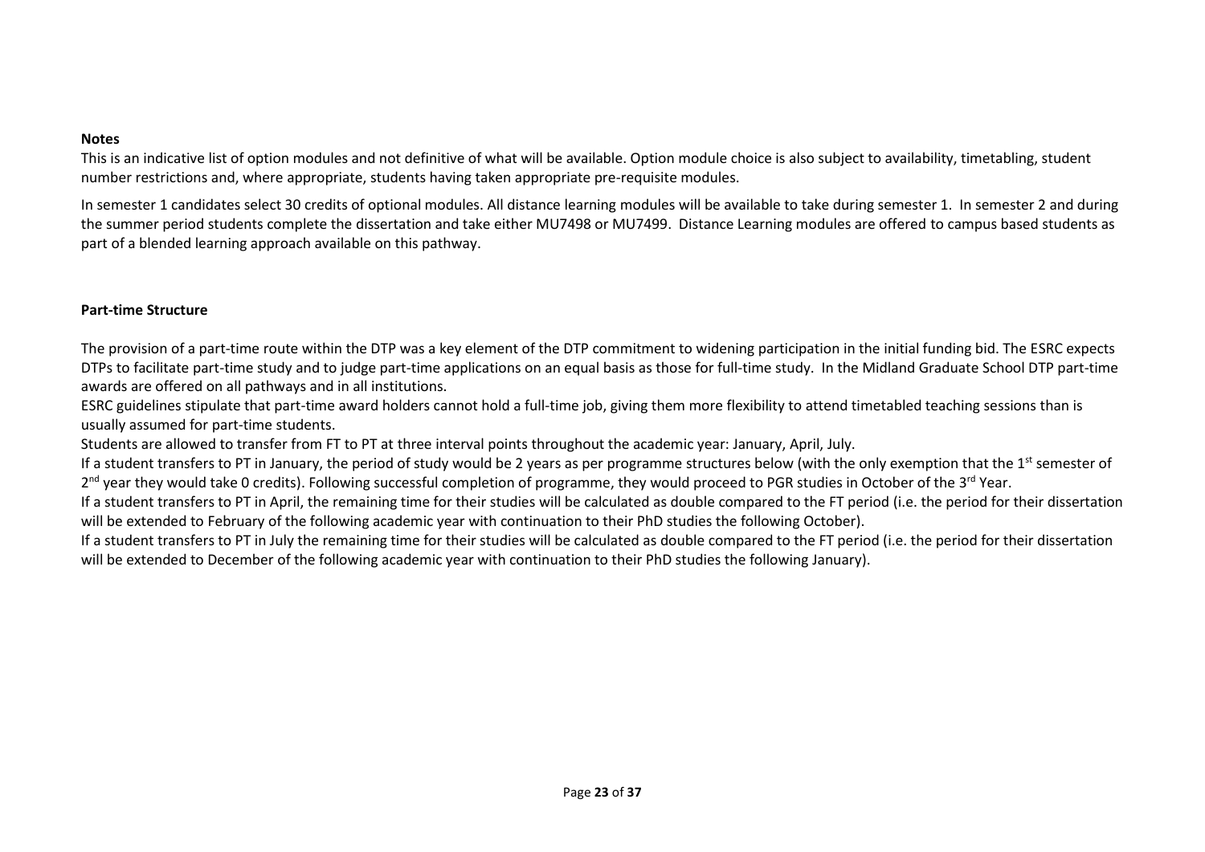**Notes**

This is an indicative list of option modules and not definitive of what will be available. Option module choice is also subject to availability, timetabling, student number restrictions and, where appropriate, students having taken appropriate pre-requisite modules.

In semester 1 candidates select 30 credits of optional modules. All distance learning modules will be available to take during semester 1. In semester 2 and during the summer period students complete the dissertation and take either MU7498 or MU7499. Distance Learning modules are offered to campus based students as part of a blended learning approach available on this pathway.

**Part-time Structure**

The provision of a part-time route within the DTP was a key element of the DTP commitment to widening participation in the initial funding bid. The ESRC expects DTPs to facilitate part-time study and to judge part-time applications on an equal basis as those for full-time study. In the Midland Graduate School DTP part-time awards are offered on all pathways and in all institutions.

ESRC guidelines stipulate that part-time award holders cannot hold a full-time job, giving them more flexibility to attend timetabled teaching sessions than is usually assumed for part-time students.

Students are allowed to transfer from FT to PT at three interval points throughout the academic year: January, April, July.

If a student transfers to PT in January, the period of study would be 2 years as per programme structures below (with the only exemption that the 1st semester of 2nd year they would take 0 credits). Following successful completion of programme, they would proceed to PGR studies in October of the 3rd Year.

If a student transfers to PT in April, the remaining time for their studies will be calculated as double compared to the FT period (i.e. the period for their dissertation will be extended to February of the following academic year with continuation to their PhD studies the following October).

If a student transfers to PT in July the remaining time for their studies will be calculated as double compared to the FT period (i.e. the period for their dissertation will be extended to December of the following academic year with continuation to their PhD studies the following January).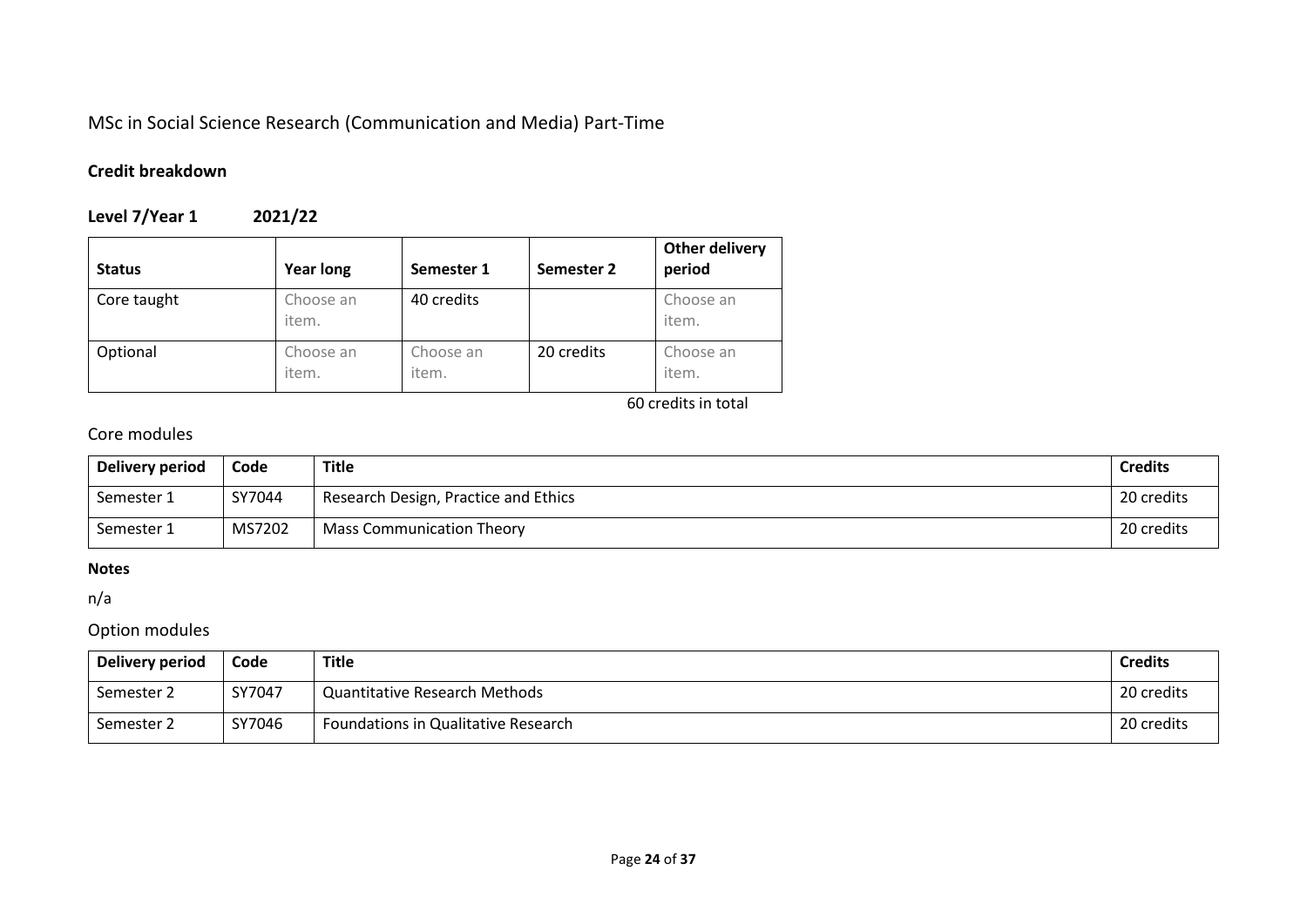# MSc in Social Science Research (Communication and Media) Part-Time

### Credit breakdown

### Level 7/Year 1 2021/22

| Status | Year long | Semester 1 | Semester 2 | Other delivery period |
|---|---|---|---|---|
| Core taught | Choose an item. | 40 credits | | Choose an item. |
| Optional | Choose an item. | Choose an item. | 20 credits | Choose an item. |

60 credits in total

## Core modules

| Delivery period | Code | Title | Credits |
|---|---|---|---|
| Semester 1 | SY7044 | Research Design, Practice and Ethics | 20 credits |
| Semester 1 | MS7202 | Mass Communication Theory | 20 credits |

**Notes**

n/a

## Option modules

| Delivery period | Code | Title | Credits |
|---|---|---|---|
| Semester 2 | SY7047 | Quantitative Research Methods | 20 credits |
| Semester 2 | SY7046 | Foundations in Qualitative Research | 20 credits |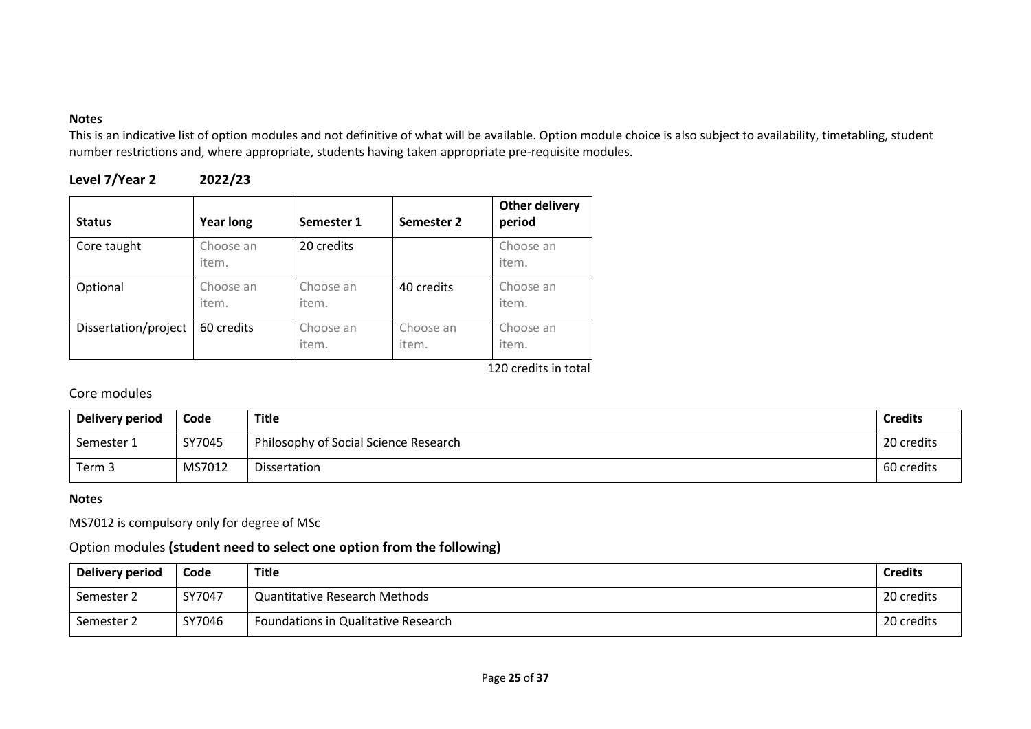**Notes**

This is an indicative list of option modules and not definitive of what will be available. Option module choice is also subject to availability, timetabling, student number restrictions and, where appropriate, students having taken appropriate pre-requisite modules.

## Level 7/Year 2 2022/23

| Status | Year long | Semester 1 | Semester 2 | Other delivery period |
|---|---|---|---|---|
| Core taught | Choose an item. | 20 credits | | Choose an item. |
| Optional | Choose an item. | Choose an item. | 40 credits | Choose an item. |
| Dissertation/project | 60 credits | Choose an item. | Choose an item. | Choose an item. |

120 credits in total

### Core modules

| Delivery period | Code | Title | Credits |
|---|---|---|---|
| Semester 1 | SY7045 | Philosophy of Social Science Research | 20 credits |
| Term 3 | MS7012 | Dissertation | 60 credits |

**Notes**

MS7012 is compulsory only for degree of MSc

### Option modules **(student need to select one option from the following)**

| Delivery period | Code | Title | Credits |
|---|---|---|---|
| Semester 2 | SY7047 | Quantitative Research Methods | 20 credits |
| Semester 2 | SY7046 | Foundations in Qualitative Research | 20 credits |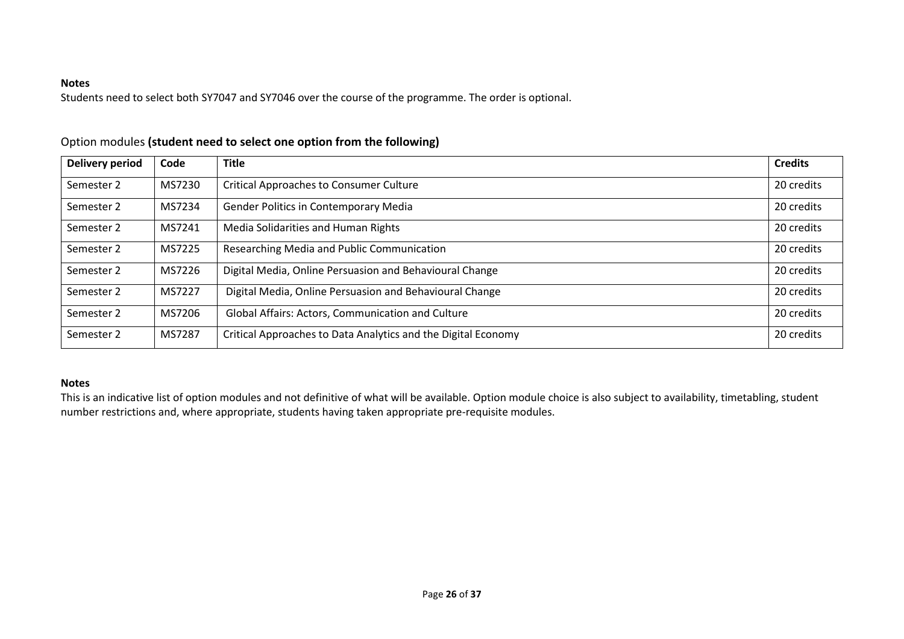**Notes**

Students need to select both SY7047 and SY7046 over the course of the programme. The order is optional.

Option modules **(student need to select one option from the following)**

| Delivery period | Code | Title | Credits |
|---|---|---|---|
| Semester 2 | MS7230 | Critical Approaches to Consumer Culture | 20 credits |
| Semester 2 | MS7234 | Gender Politics in Contemporary Media | 20 credits |
| Semester 2 | MS7241 | Media Solidarities and Human Rights | 20 credits |
| Semester 2 | MS7225 | Researching Media and Public Communication | 20 credits |
| Semester 2 | MS7226 | Digital Media, Online Persuasion and Behavioural Change | 20 credits |
| Semester 2 | MS7227 | Digital Media, Online Persuasion and Behavioural Change | 20 credits |
| Semester 2 | MS7206 | Global Affairs: Actors, Communication and Culture | 20 credits |
| Semester 2 | MS7287 | Critical Approaches to Data Analytics and the Digital Economy | 20 credits |

**Notes**

This is an indicative list of option modules and not definitive of what will be available. Option module choice is also subject to availability, timetabling, student number restrictions and, where appropriate, students having taken appropriate pre-requisite modules.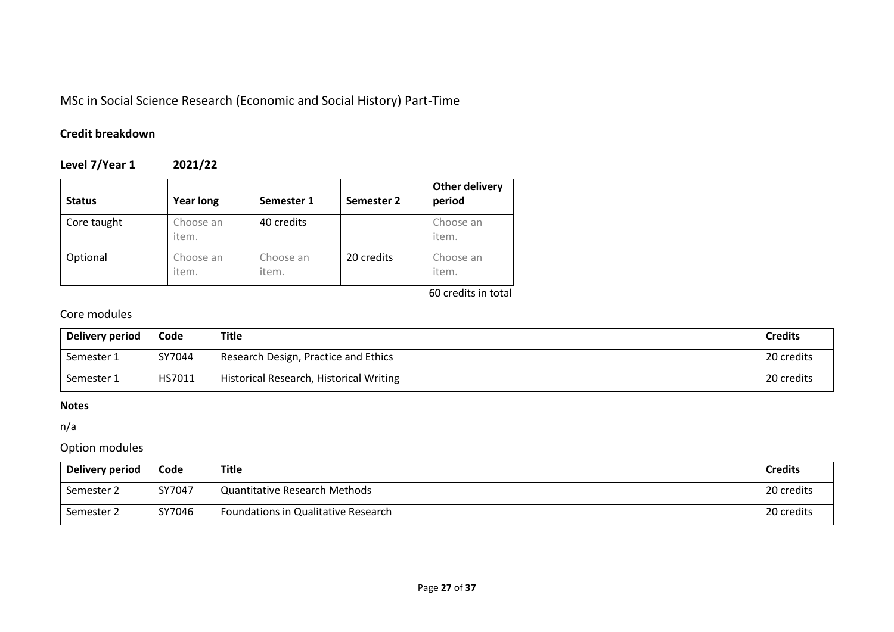## MSc in Social Science Research (Economic and Social History) Part-Time

### Credit breakdown

**Level 7/Year 1 2021/22**

| Status | Year long | Semester 1 | Semester 2 | Other delivery period |
|---|---|---|---|---|
| Core taught | Choose an item. | 40 credits | | Choose an item. |
| Optional | Choose an item. | Choose an item. | 20 credits | Choose an item. |

60 credits in total

### Core modules

| Delivery period | Code | Title | Credits |
|---|---|---|---|
| Semester 1 | SY7044 | Research Design, Practice and Ethics | 20 credits |
| Semester 1 | HS7011 | Historical Research, Historical Writing | 20 credits |

**Notes**

n/a

### Option modules

| Delivery period | Code | Title | Credits |
|---|---|---|---|
| Semester 2 | SY7047 | Quantitative Research Methods | 20 credits |
| Semester 2 | SY7046 | Foundations in Qualitative Research | 20 credits |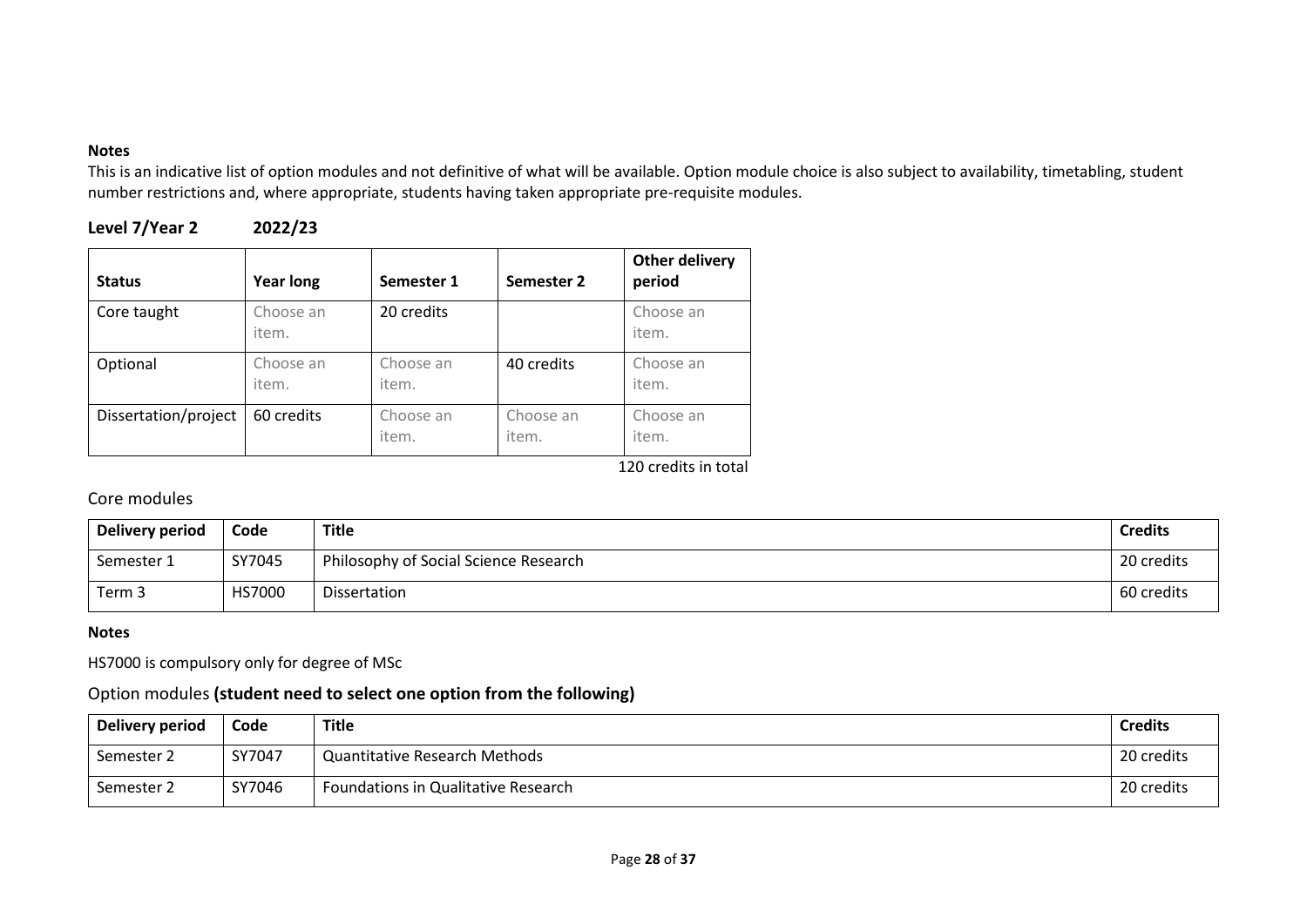**Notes**

This is an indicative list of option modules and not definitive of what will be available. Option module choice is also subject to availability, timetabling, student number restrictions and, where appropriate, students having taken appropriate pre-requisite modules.

### Level 7/Year 2 2022/23

| **Status** | **Year long** | **Semester 1** | **Semester 2** | **Other delivery period** |
|---|---|---|---|---|
| Core taught | Choose an item. | 20 credits | | Choose an item. |
| Optional | Choose an item. | Choose an item. | 40 credits | Choose an item. |
| Dissertation/project | 60 credits | Choose an item. | Choose an item. | Choose an item. |

120 credits in total

## Core modules

| **Delivery period** | **Code** | **Title** | **Credits** |
|---|---|---|---|
| Semester 1 | SY7045 | Philosophy of Social Science Research | 20 credits |
| Term 3 | HS7000 | Dissertation | 60 credits |

**Notes**

HS7000 is compulsory only for degree of MSc

## Option modules **(student need to select one option from the following)**

| **Delivery period** | **Code** | **Title** | **Credits** |
|---|---|---|---|
| Semester 2 | SY7047 | Quantitative Research Methods | 20 credits |
| Semester 2 | SY7046 | Foundations in Qualitative Research | 20 credits |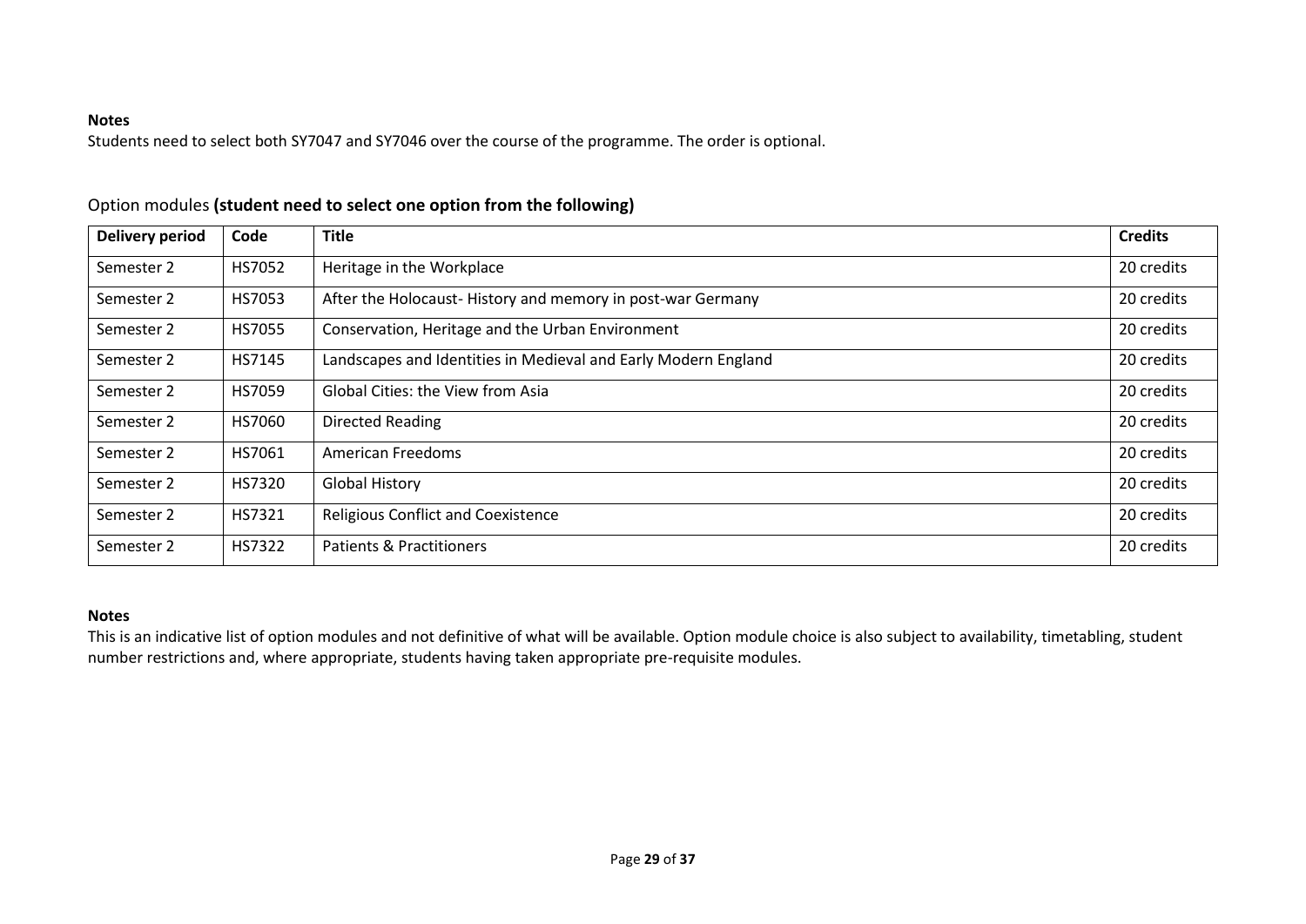**Notes**

Students need to select both SY7047 and SY7046 over the course of the programme. The order is optional.

Option modules **(student need to select one option from the following)**

| Delivery period | Code | Title | Credits |
|---|---|---|---|
| Semester 2 | HS7052 | Heritage in the Workplace | 20 credits |
| Semester 2 | HS7053 | After the Holocaust- History and memory in post-war Germany | 20 credits |
| Semester 2 | HS7055 | Conservation, Heritage and the Urban Environment | 20 credits |
| Semester 2 | HS7145 | Landscapes and Identities in Medieval and Early Modern England | 20 credits |
| Semester 2 | HS7059 | Global Cities: the View from Asia | 20 credits |
| Semester 2 | HS7060 | Directed Reading | 20 credits |
| Semester 2 | HS7061 | American Freedoms | 20 credits |
| Semester 2 | HS7320 | Global History | 20 credits |
| Semester 2 | HS7321 | Religious Conflict and Coexistence | 20 credits |
| Semester 2 | HS7322 | Patients & Practitioners | 20 credits |

**Notes**

This is an indicative list of option modules and not definitive of what will be available. Option module choice is also subject to availability, timetabling, student number restrictions and, where appropriate, students having taken appropriate pre-requisite modules.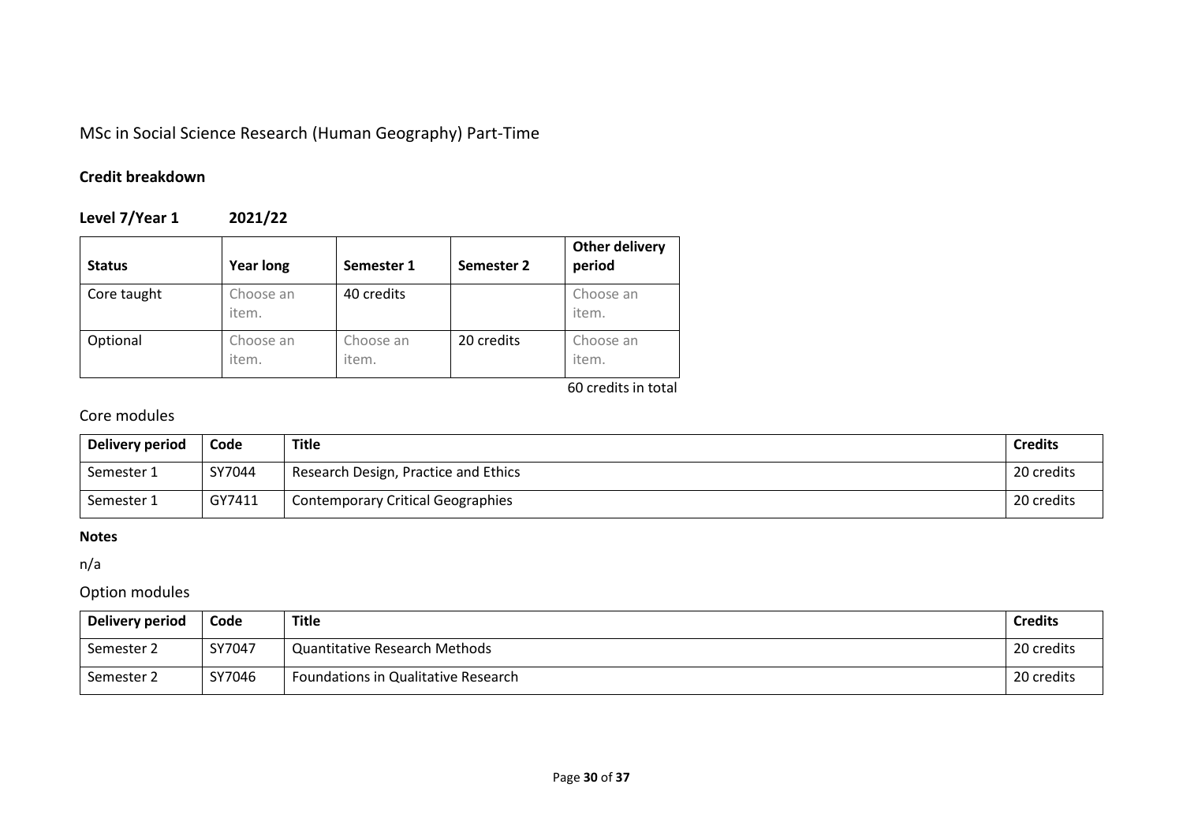MSc in Social Science Research (Human Geography) Part-Time

**Credit breakdown**

**Level 7/Year 1 2021/22**

| **Status** | **Year long** | **Semester 1** | **Semester 2** | **Other delivery period** |
|---|---|---|---|---|
| Core taught | Choose an item. | 40 credits | | Choose an item. |
| Optional | Choose an item. | Choose an item. | 20 credits | Choose an item. |

60 credits in total

Core modules

| **Delivery period** | **Code** | **Title** | **Credits** |
|---|---|---|---|
| Semester 1 | SY7044 | Research Design, Practice and Ethics | 20 credits |
| Semester 1 | GY7411 | Contemporary Critical Geographies | 20 credits |

**Notes**

n/a

Option modules

| **Delivery period** | **Code** | **Title** | **Credits** |
|---|---|---|---|
| Semester 2 | SY7047 | Quantitative Research Methods | 20 credits |
| Semester 2 | SY7046 | Foundations in Qualitative Research | 20 credits |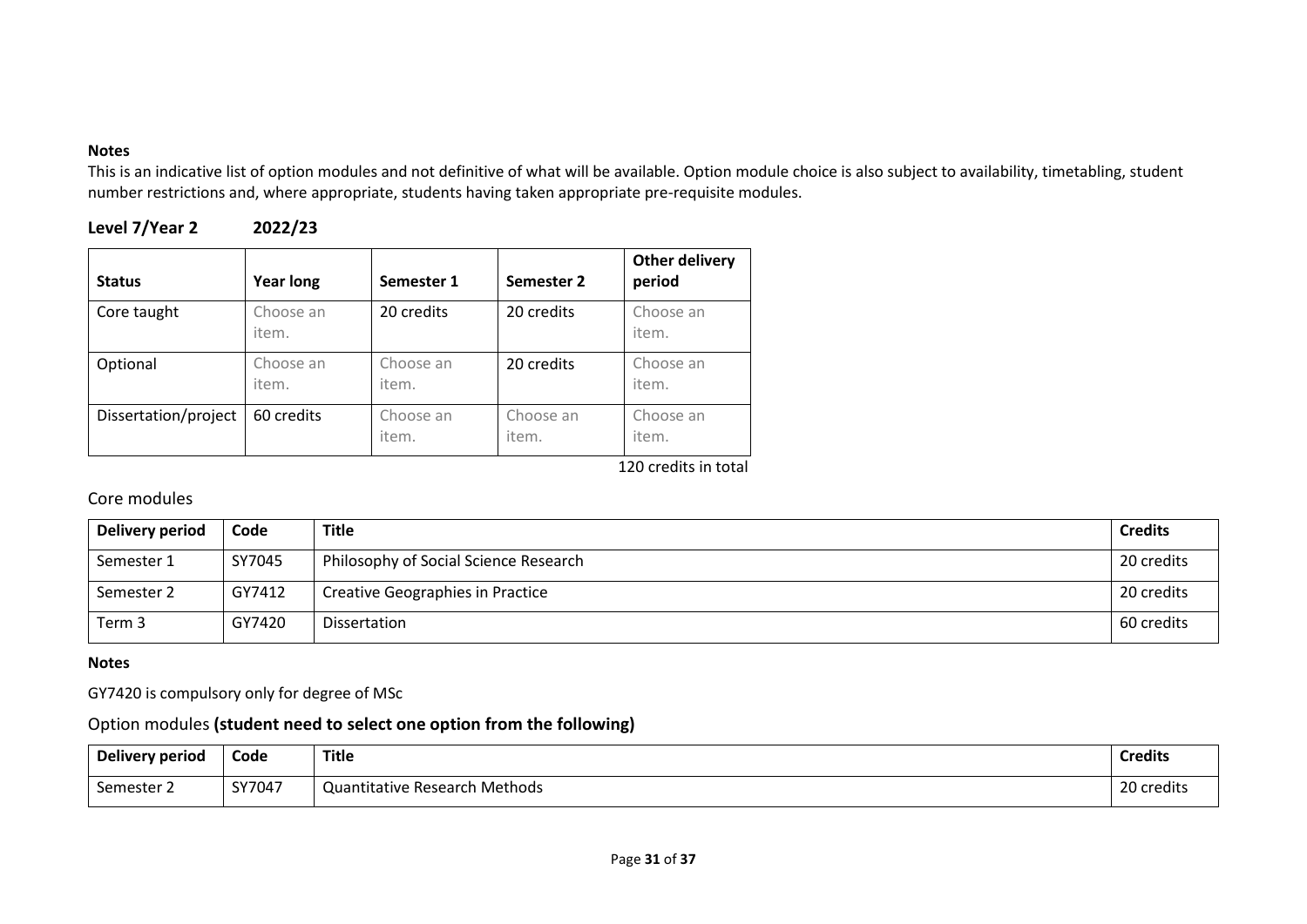**Notes**

This is an indicative list of option modules and not definitive of what will be available. Option module choice is also subject to availability, timetabling, student number restrictions and, where appropriate, students having taken appropriate pre-requisite modules.

### Level 7/Year 2 2022/23

| Status | Year long | Semester 1 | Semester 2 | Other delivery period |
|---|---|---|---|---|
| Core taught | Choose an item. | 20 credits | 20 credits | Choose an item. |
| Optional | Choose an item. | Choose an item. | 20 credits | Choose an item. |
| Dissertation/project | 60 credits | Choose an item. | Choose an item. | Choose an item. |

120 credits in total

## Core modules

| Delivery period | Code | Title | Credits |
|---|---|---|---|
| Semester 1 | SY7045 | Philosophy of Social Science Research | 20 credits |
| Semester 2 | GY7412 | Creative Geographies in Practice | 20 credits |
| Term 3 | GY7420 | Dissertation | 60 credits |

**Notes**

GY7420 is compulsory only for degree of MSc

## Option modules **(student need to select one option from the following)**

| Delivery period | Code | Title | Credits |
|---|---|---|---|
| Semester 2 | SY7047 | Quantitative Research Methods | 20 credits |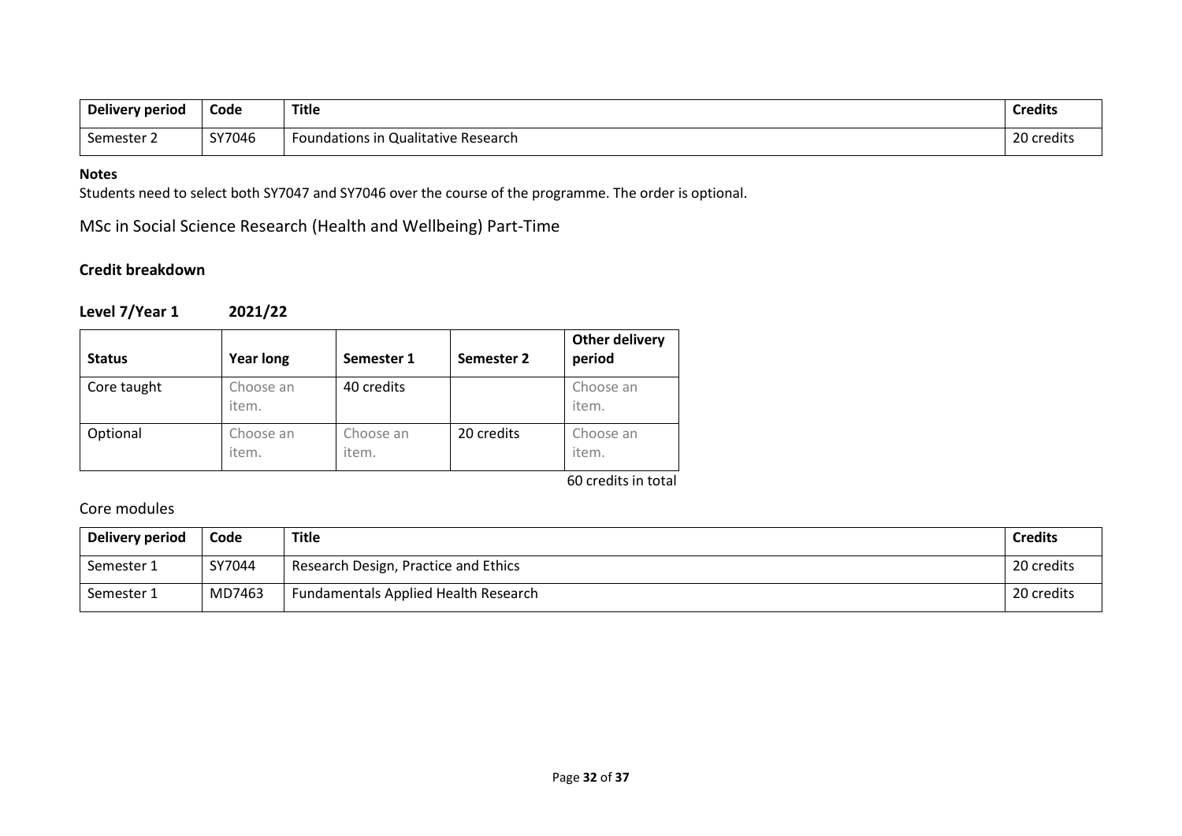| Delivery period | Code | Title | Credits |
|---|---|---|---|
| Semester 2 | SY7046 | Foundations in Qualitative Research | 20 credits |

**Notes**

Students need to select both SY7047 and SY7046 over the course of the programme. The order is optional.

## MSc in Social Science Research (Health and Wellbeing) Part-Time

### Credit breakdown

### Level 7/Year 1 2021/22

| Status | Year long | Semester 1 | Semester 2 | Other delivery period |
|---|---|---|---|---|
| Core taught | Choose an item. | 40 credits | | Choose an item. |
| Optional | Choose an item. | Choose an item. | 20 credits | Choose an item. |

60 credits in total

### Core modules

| Delivery period | Code | Title | Credits |
|---|---|---|---|
| Semester 1 | SY7044 | Research Design, Practice and Ethics | 20 credits |
| Semester 1 | MD7463 | Fundamentals Applied Health Research | 20 credits |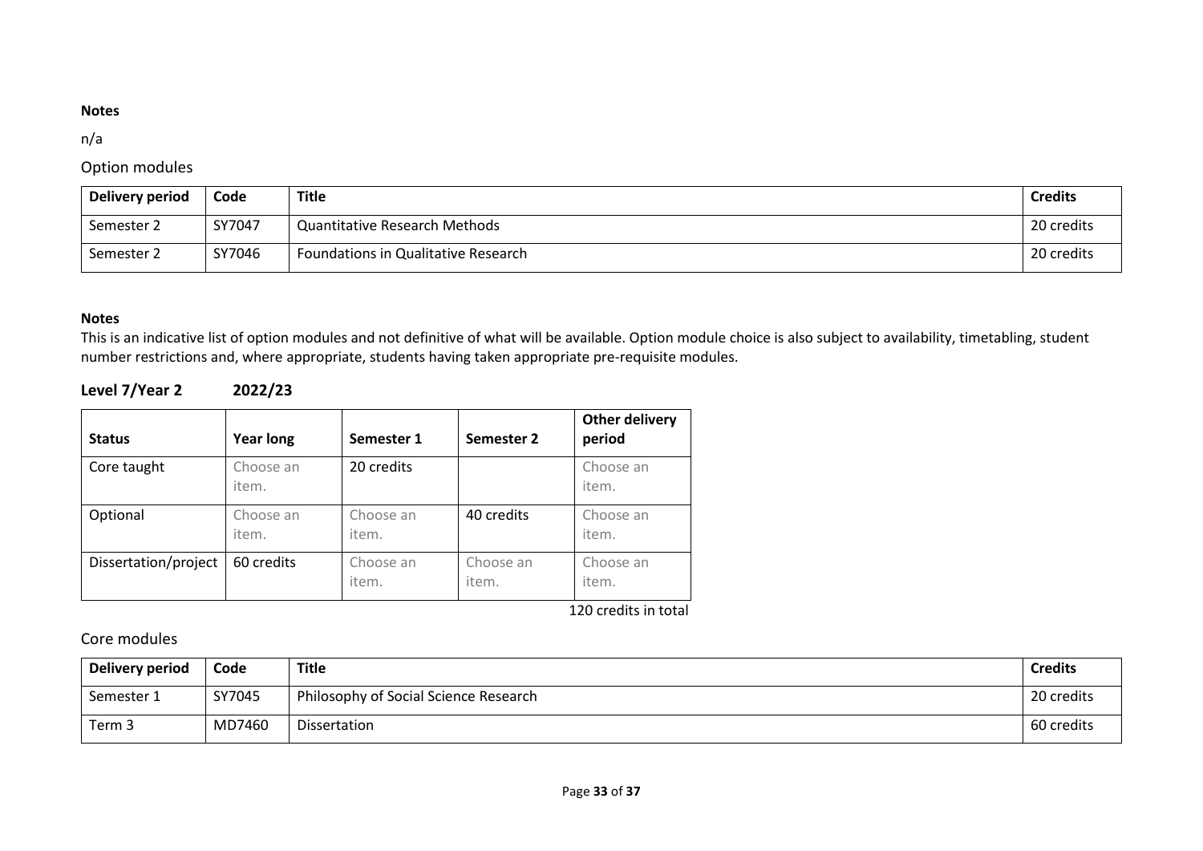**Notes**

n/a

### Option modules

| Delivery period | Code | Title | Credits |
|---|---|---|---|
| Semester 2 | SY7047 | Quantitative Research Methods | 20 credits |
| Semester 2 | SY7046 | Foundations in Qualitative Research | 20 credits |

**Notes**

This is an indicative list of option modules and not definitive of what will be available. Option module choice is also subject to availability, timetabling, student number restrictions and, where appropriate, students having taken appropriate pre-requisite modules.

## Level 7/Year 2 2022/23

| Status | Year long | Semester 1 | Semester 2 | Other delivery period |
|---|---|---|---|---|
| Core taught | Choose an item. | 20 credits | | Choose an item. |
| Optional | Choose an item. | Choose an item. | 40 credits | Choose an item. |
| Dissertation/project | 60 credits | Choose an item. | Choose an item. | Choose an item. |

120 credits in total

### Core modules

| Delivery period | Code | Title | Credits |
|---|---|---|---|
| Semester 1 | SY7045 | Philosophy of Social Science Research | 20 credits |
| Term 3 | MD7460 | Dissertation | 60 credits |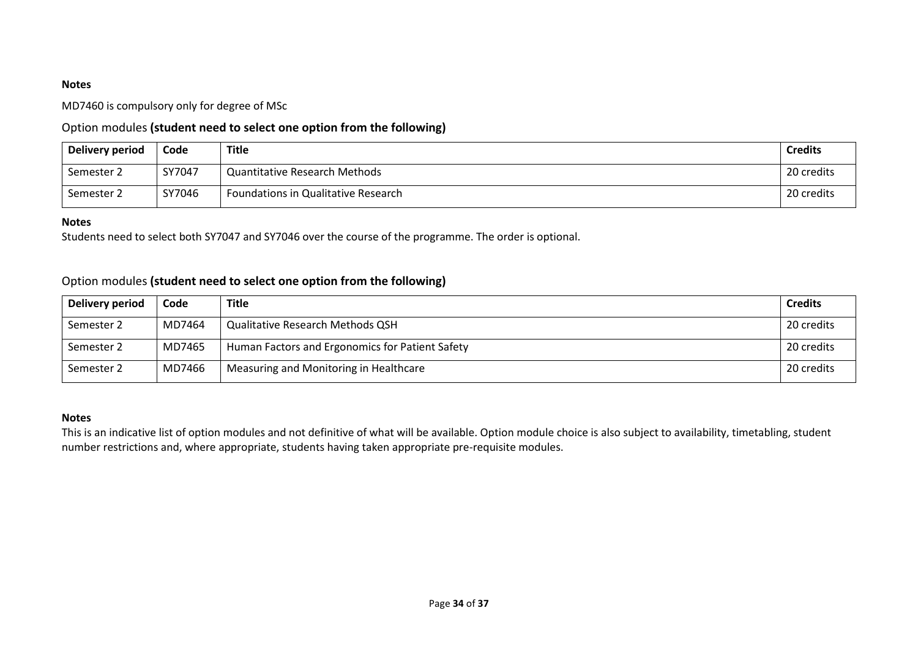**Notes**

MD7460 is compulsory only for degree of MSc

Option modules **(student need to select one option from the following)**

| Delivery period | Code | Title | Credits |
|---|---|---|---|
| Semester 2 | SY7047 | Quantitative Research Methods | 20 credits |
| Semester 2 | SY7046 | Foundations in Qualitative Research | 20 credits |

**Notes**

Students need to select both SY7047 and SY7046 over the course of the programme. The order is optional.

Option modules **(student need to select one option from the following)**

| Delivery period | Code | Title | Credits |
|---|---|---|---|
| Semester 2 | MD7464 | Qualitative Research Methods QSH | 20 credits |
| Semester 2 | MD7465 | Human Factors and Ergonomics for Patient Safety | 20 credits |
| Semester 2 | MD7466 | Measuring and Monitoring in Healthcare | 20 credits |

**Notes**

This is an indicative list of option modules and not definitive of what will be available. Option module choice is also subject to availability, timetabling, student number restrictions and, where appropriate, students having taken appropriate pre-requisite modules.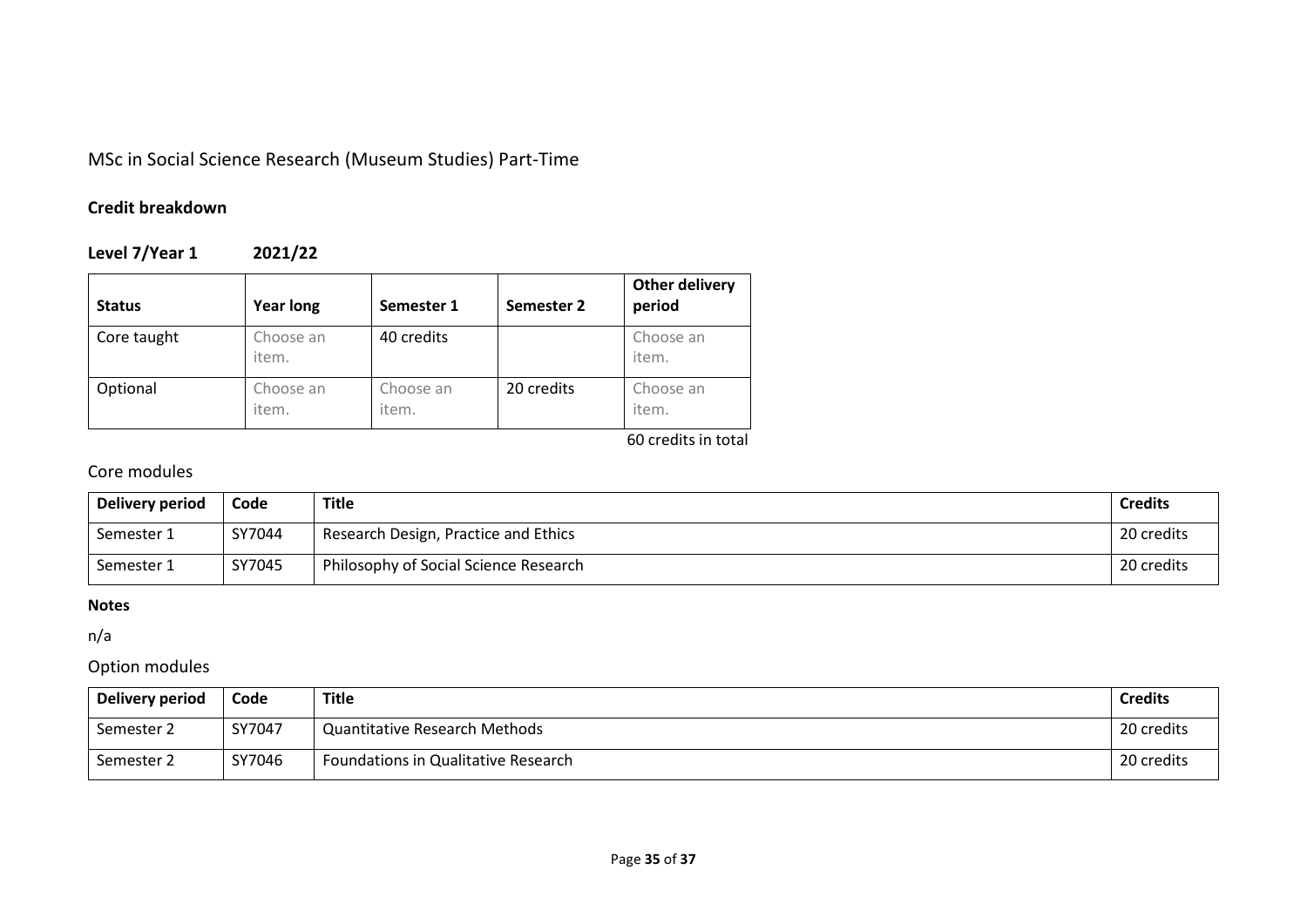MSc in Social Science Research (Museum Studies) Part-Time

**Credit breakdown**

**Level 7/Year 1 2021/22**

| **Status** | **Year long** | **Semester 1** | **Semester 2** | **Other delivery period** |
|---|---|---|---|---|
| Core taught | Choose an item. | 40 credits | | Choose an item. |
| Optional | Choose an item. | Choose an item. | 20 credits | Choose an item. |

60 credits in total

Core modules

| **Delivery period** | **Code** | **Title** | **Credits** |
|---|---|---|---|
| Semester 1 | SY7044 | Research Design, Practice and Ethics | 20 credits |
| Semester 1 | SY7045 | Philosophy of Social Science Research | 20 credits |

**Notes**

n/a

Option modules

| **Delivery period** | **Code** | **Title** | **Credits** |
|---|---|---|---|
| Semester 2 | SY7047 | Quantitative Research Methods | 20 credits |
| Semester 2 | SY7046 | Foundations in Qualitative Research | 20 credits |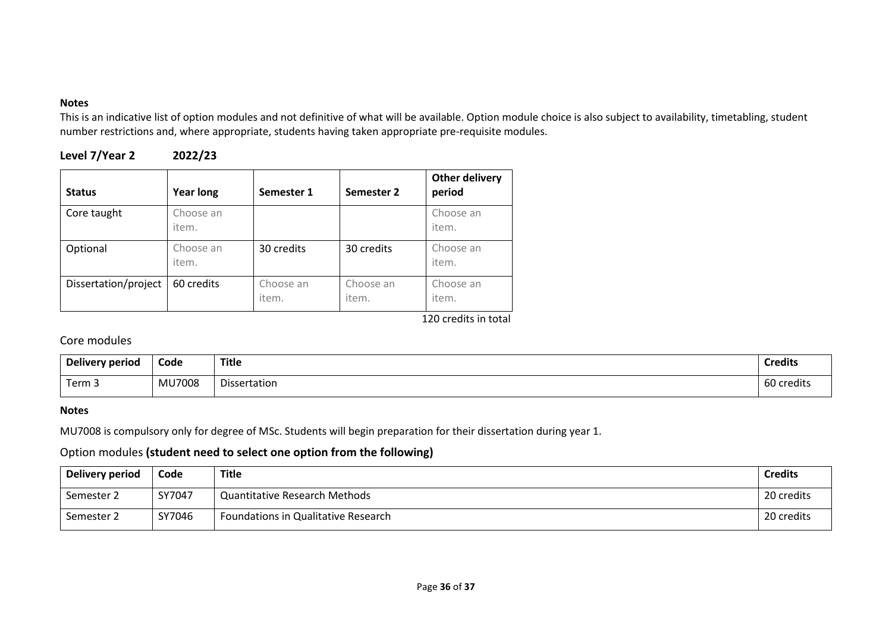**Notes**

This is an indicative list of option modules and not definitive of what will be available. Option module choice is also subject to availability, timetabling, student number restrictions and, where appropriate, students having taken appropriate pre-requisite modules.

### Level 7/Year 2 2022/23

| Status | Year long | Semester 1 | Semester 2 | Other delivery period |
|---|---|---|---|---|
| Core taught | Choose an item. | | | Choose an item. |
| Optional | Choose an item. | 30 credits | 30 credits | Choose an item. |
| Dissertation/project | 60 credits | Choose an item. | Choose an item. | Choose an item. |

120 credits in total

## Core modules

| Delivery period | Code | Title | Credits |
|---|---|---|---|
| Term 3 | MU7008 | Dissertation | 60 credits |

**Notes**

MU7008 is compulsory only for degree of MSc. Students will begin preparation for their dissertation during year 1.

## Option modules **(student need to select one option from the following)**

| Delivery period | Code | Title | Credits |
|---|---|---|---|
| Semester 2 | SY7047 | Quantitative Research Methods | 20 credits |
| Semester 2 | SY7046 | Foundations in Qualitative Research | 20 credits |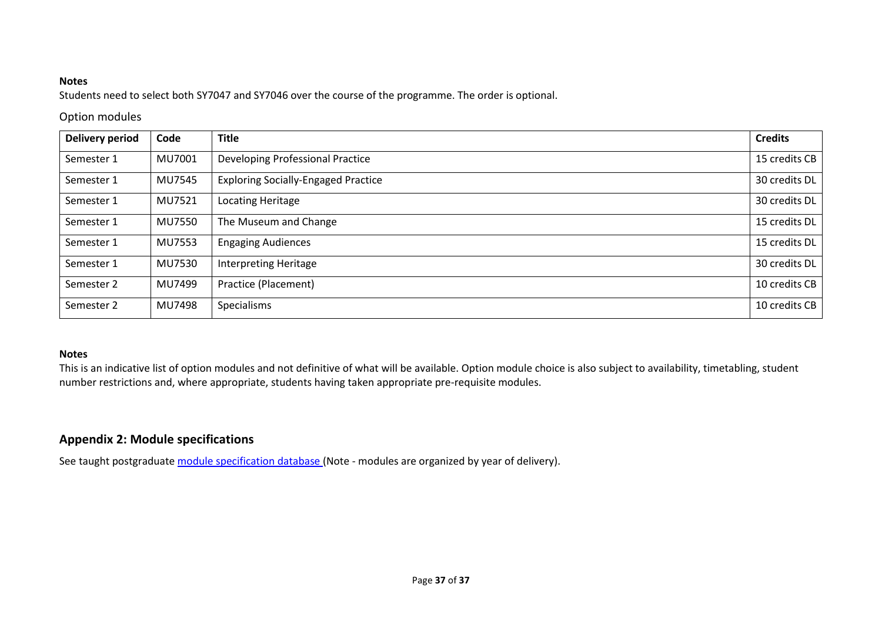**Notes**

Students need to select both SY7047 and SY7046 over the course of the programme. The order is optional.

Option modules

| Delivery period | Code | Title | Credits |
|---|---|---|---|
| Semester 1 | MU7001 | Developing Professional Practice | 15 credits CB |
| Semester 1 | MU7545 | Exploring Socially-Engaged Practice | 30 credits DL |
| Semester 1 | MU7521 | Locating Heritage | 30 credits DL |
| Semester 1 | MU7550 | The Museum and Change | 15 credits DL |
| Semester 1 | MU7553 | Engaging Audiences | 15 credits DL |
| Semester 1 | MU7530 | Interpreting Heritage | 30 credits DL |
| Semester 2 | MU7499 | Practice (Placement) | 10 credits CB |
| Semester 2 | MU7498 | Specialisms | 10 credits CB |

**Notes**

This is an indicative list of option modules and not definitive of what will be available. Option module choice is also subject to availability, timetabling, student number restrictions and, where appropriate, students having taken appropriate pre-requisite modules.

## Appendix 2: Module specifications

See taught postgraduate module specification database (Note - modules are organized by year of delivery).